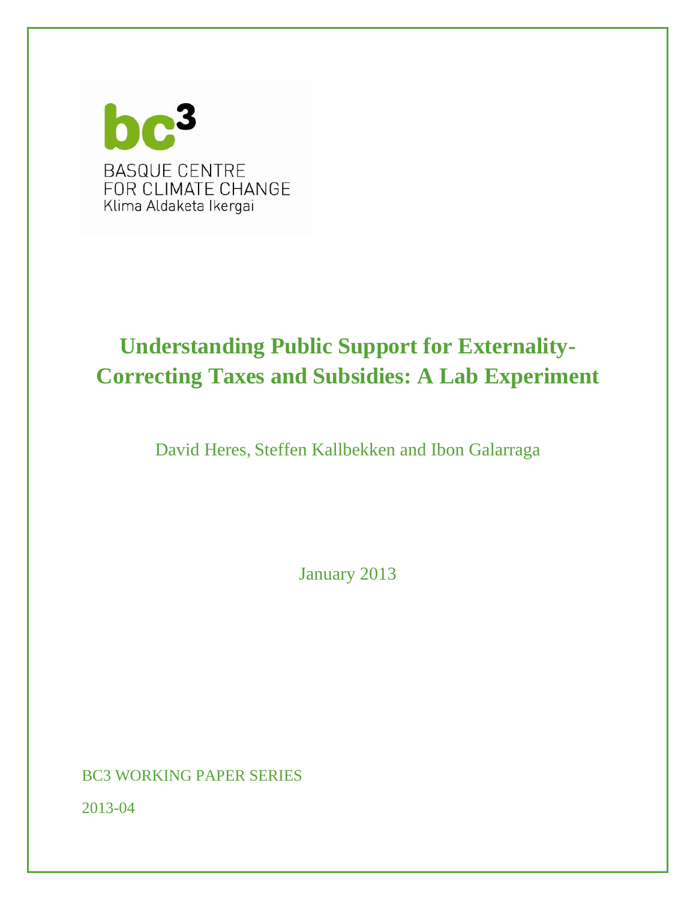bc3

BASQUE CENTRE
FOR CLIMATE CHANGE
Klima Aldaketa Ikergai

# Understanding Public Support for Externality-Correcting Taxes and Subsidies: A Lab Experiment

David Heres, Steffen Kallbekken and Ibon Galarraga

January 2013

BC3 WORKING PAPER SERIES

2013-04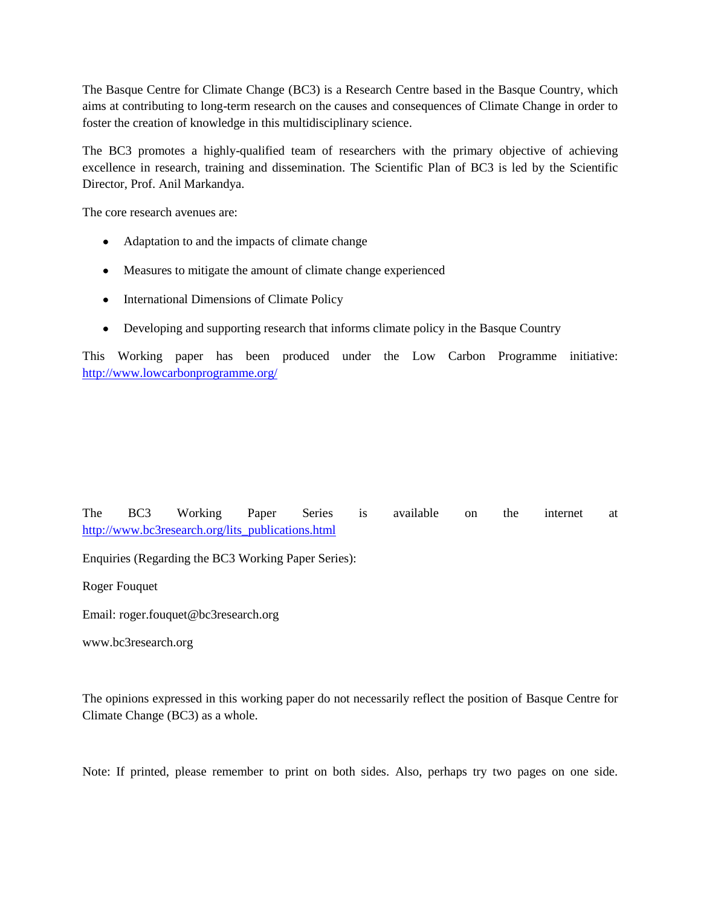The Basque Centre for Climate Change (BC3) is a Research Centre based in the Basque Country, which aims at contributing to long-term research on the causes and consequences of Climate Change in order to foster the creation of knowledge in this multidisciplinary science.

The BC3 promotes a highly-qualified team of researchers with the primary objective of achieving excellence in research, training and dissemination. The Scientific Plan of BC3 is led by the Scientific Director, Prof. Anil Markandya.

The core research avenues are:

- Adaptation to and the impacts of climate change
- Measures to mitigate the amount of climate change experienced
- International Dimensions of Climate Policy
- Developing and supporting research that informs climate policy in the Basque Country

This Working paper has been produced under the Low Carbon Programme initiative: http://www.lowcarbonprogramme.org/

The BC3 Working Paper Series is available on the internet at http://www.bc3research.org/lits_publications.html

Enquiries (Regarding the BC3 Working Paper Series):

Roger Fouquet

Email: roger.fouquet@bc3research.org

www.bc3research.org

The opinions expressed in this working paper do not necessarily reflect the position of Basque Centre for Climate Change (BC3) as a whole.

Note: If printed, please remember to print on both sides. Also, perhaps try two pages on one side.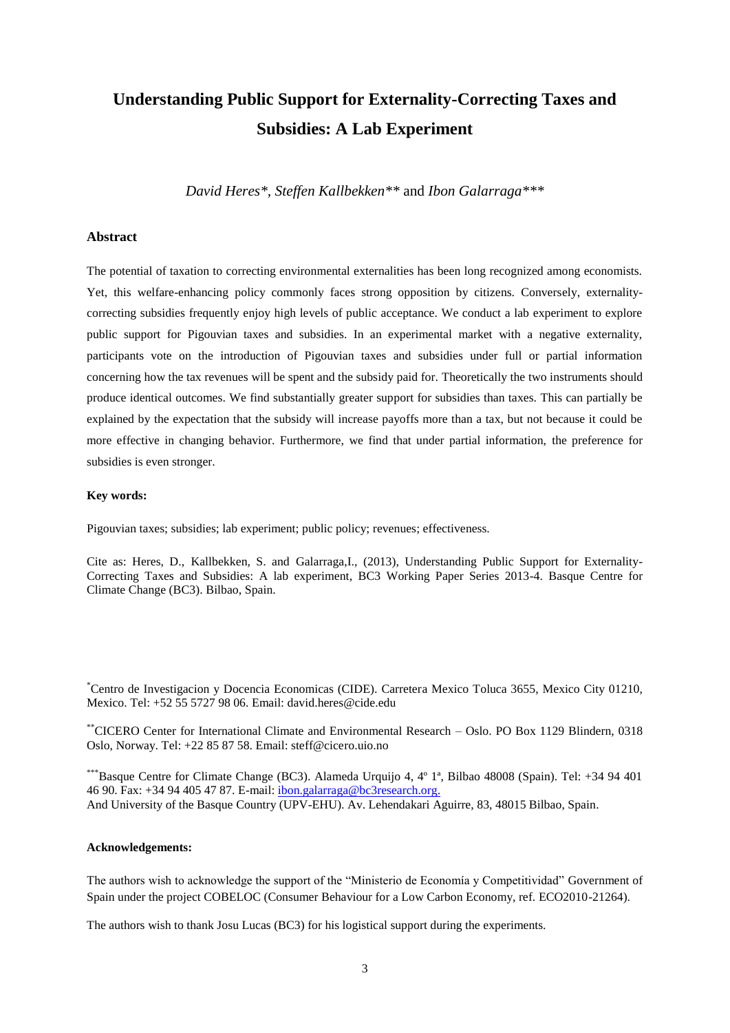# Understanding Public Support for Externality-Correcting Taxes and Subsidies: A Lab Experiment

*David Heres*\*, *Steffen Kallbekken*\*\* and *Ibon Galarraga*\*\*\*

## Abstract

The potential of taxation to correcting environmental externalities has been long recognized among economists. Yet, this welfare-enhancing policy commonly faces strong opposition by citizens. Conversely, externality-correcting subsidies frequently enjoy high levels of public acceptance. We conduct a lab experiment to explore public support for Pigouvian taxes and subsidies. In an experimental market with a negative externality, participants vote on the introduction of Pigouvian taxes and subsidies under full or partial information concerning how the tax revenues will be spent and the subsidy paid for. Theoretically the two instruments should produce identical outcomes. We find substantially greater support for subsidies than taxes. This can partially be explained by the expectation that the subsidy will increase payoffs more than a tax, but not because it could be more effective in changing behavior. Furthermore, we find that under partial information, the preference for subsidies is even stronger.

**Key words:**

Pigouvian taxes; subsidies; lab experiment; public policy; revenues; effectiveness.

Cite as: Heres, D., Kallbekken, S. and Galarraga,I., (2013), Understanding Public Support for Externality-Correcting Taxes and Subsidies: A lab experiment, BC3 Working Paper Series 2013-4. Basque Centre for Climate Change (BC3). Bilbao, Spain.

\*Centro de Investigacion y Docencia Economicas (CIDE). Carretera Mexico Toluca 3655, Mexico City 01210, Mexico. Tel: +52 55 5727 98 06. Email: david.heres@cide.edu

\*\*CICERO Center for International Climate and Environmental Research – Oslo. PO Box 1129 Blindern, 0318 Oslo, Norway. Tel: +22 85 87 58. Email: steff@cicero.uio.no

\*\*\*Basque Centre for Climate Change (BC3). Alameda Urquijo 4, 4º 1ª, Bilbao 48008 (Spain). Tel: +34 94 401 46 90. Fax: +34 94 405 47 87. E-mail: ibon.galarraga@bc3research.org.
And University of the Basque Country (UPV-EHU). Av. Lehendakari Aguirre, 83, 48015 Bilbao, Spain.

**Acknowledgements:**

The authors wish to acknowledge the support of the "Ministerio de Economía y Competitividad" Government of Spain under the project COBELOC (Consumer Behaviour for a Low Carbon Economy, ref. ECO2010-21264).

The authors wish to thank Josu Lucas (BC3) for his logistical support during the experiments.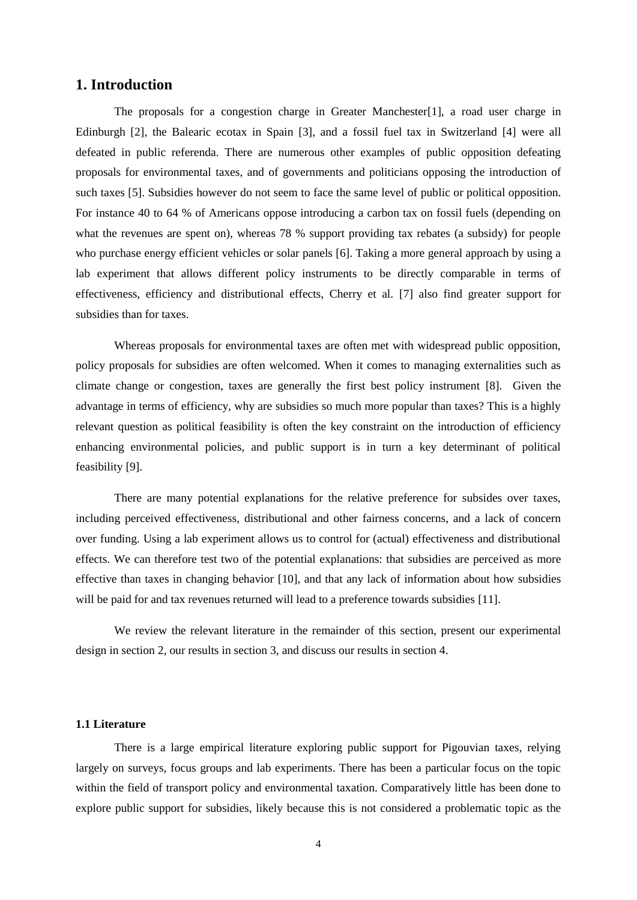# 1. Introduction

The proposals for a congestion charge in Greater Manchester[1], a road user charge in Edinburgh [2], the Balearic ecotax in Spain [3], and a fossil fuel tax in Switzerland [4] were all defeated in public referenda. There are numerous other examples of public opposition defeating proposals for environmental taxes, and of governments and politicians opposing the introduction of such taxes [5]. Subsidies however do not seem to face the same level of public or political opposition. For instance 40 to 64 % of Americans oppose introducing a carbon tax on fossil fuels (depending on what the revenues are spent on), whereas 78 % support providing tax rebates (a subsidy) for people who purchase energy efficient vehicles or solar panels [6]. Taking a more general approach by using a lab experiment that allows different policy instruments to be directly comparable in terms of effectiveness, efficiency and distributional effects, Cherry et al. [7] also find greater support for subsidies than for taxes.

Whereas proposals for environmental taxes are often met with widespread public opposition, policy proposals for subsidies are often welcomed. When it comes to managing externalities such as climate change or congestion, taxes are generally the first best policy instrument [8]. Given the advantage in terms of efficiency, why are subsidies so much more popular than taxes? This is a highly relevant question as political feasibility is often the key constraint on the introduction of efficiency enhancing environmental policies, and public support is in turn a key determinant of political feasibility [9].

There are many potential explanations for the relative preference for subsides over taxes, including perceived effectiveness, distributional and other fairness concerns, and a lack of concern over funding. Using a lab experiment allows us to control for (actual) effectiveness and distributional effects. We can therefore test two of the potential explanations: that subsidies are perceived as more effective than taxes in changing behavior [10], and that any lack of information about how subsidies will be paid for and tax revenues returned will lead to a preference towards subsidies [11].

We review the relevant literature in the remainder of this section, present our experimental design in section 2, our results in section 3, and discuss our results in section 4.

### 1.1 Literature

There is a large empirical literature exploring public support for Pigouvian taxes, relying largely on surveys, focus groups and lab experiments. There has been a particular focus on the topic within the field of transport policy and environmental taxation. Comparatively little has been done to explore public support for subsidies, likely because this is not considered a problematic topic as the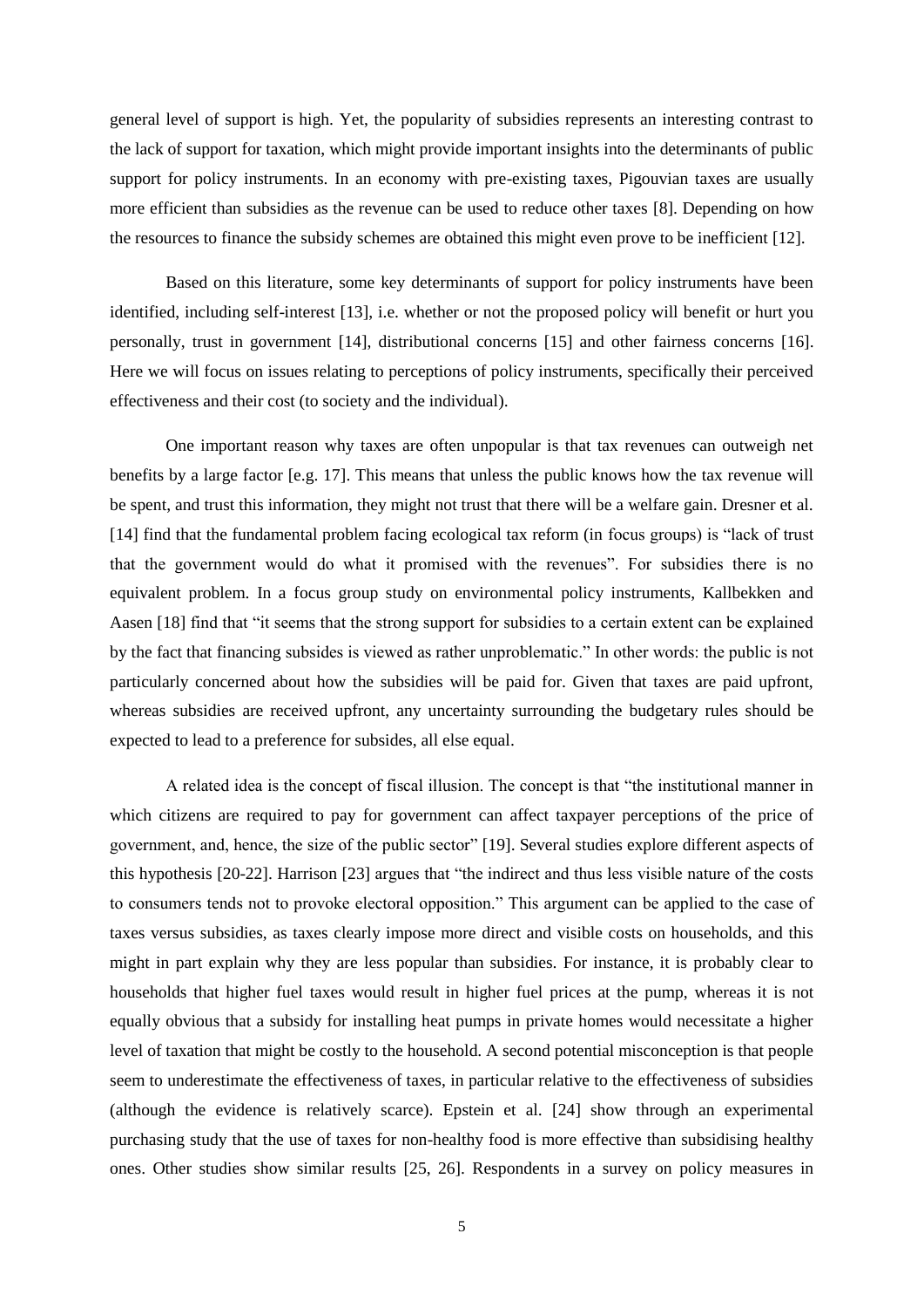general level of support is high. Yet, the popularity of subsidies represents an interesting contrast to the lack of support for taxation, which might provide important insights into the determinants of public support for policy instruments. In an economy with pre-existing taxes, Pigouvian taxes are usually more efficient than subsidies as the revenue can be used to reduce other taxes [8]. Depending on how the resources to finance the subsidy schemes are obtained this might even prove to be inefficient [12].

Based on this literature, some key determinants of support for policy instruments have been identified, including self-interest [13], i.e. whether or not the proposed policy will benefit or hurt you personally, trust in government [14], distributional concerns [15] and other fairness concerns [16]. Here we will focus on issues relating to perceptions of policy instruments, specifically their perceived effectiveness and their cost (to society and the individual).

One important reason why taxes are often unpopular is that tax revenues can outweigh net benefits by a large factor [e.g. 17]. This means that unless the public knows how the tax revenue will be spent, and trust this information, they might not trust that there will be a welfare gain. Dresner et al. [14] find that the fundamental problem facing ecological tax reform (in focus groups) is "lack of trust that the government would do what it promised with the revenues". For subsidies there is no equivalent problem. In a focus group study on environmental policy instruments, Kallbekken and Aasen [18] find that "it seems that the strong support for subsidies to a certain extent can be explained by the fact that financing subsides is viewed as rather unproblematic." In other words: the public is not particularly concerned about how the subsidies will be paid for. Given that taxes are paid upfront, whereas subsidies are received upfront, any uncertainty surrounding the budgetary rules should be expected to lead to a preference for subsides, all else equal.

A related idea is the concept of fiscal illusion. The concept is that "the institutional manner in which citizens are required to pay for government can affect taxpayer perceptions of the price of government, and, hence, the size of the public sector" [19]. Several studies explore different aspects of this hypothesis [20-22]. Harrison [23] argues that "the indirect and thus less visible nature of the costs to consumers tends not to provoke electoral opposition." This argument can be applied to the case of taxes versus subsidies, as taxes clearly impose more direct and visible costs on households, and this might in part explain why they are less popular than subsidies. For instance, it is probably clear to households that higher fuel taxes would result in higher fuel prices at the pump, whereas it is not equally obvious that a subsidy for installing heat pumps in private homes would necessitate a higher level of taxation that might be costly to the household. A second potential misconception is that people seem to underestimate the effectiveness of taxes, in particular relative to the effectiveness of subsidies (although the evidence is relatively scarce). Epstein et al. [24] show through an experimental purchasing study that the use of taxes for non-healthy food is more effective than subsidising healthy ones. Other studies show similar results [25, 26]. Respondents in a survey on policy measures in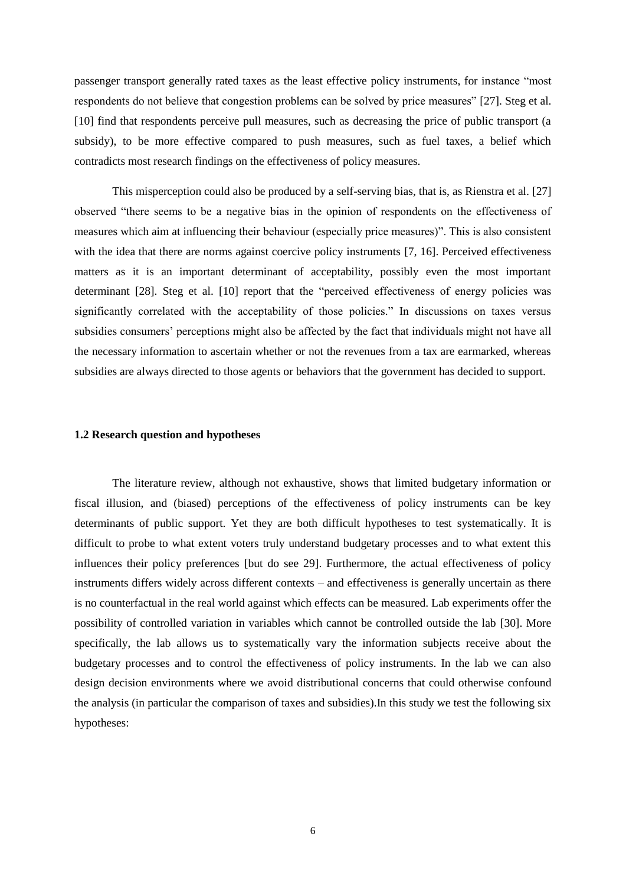passenger transport generally rated taxes as the least effective policy instruments, for instance "most respondents do not believe that congestion problems can be solved by price measures" [27]. Steg et al. [10] find that respondents perceive pull measures, such as decreasing the price of public transport (a subsidy), to be more effective compared to push measures, such as fuel taxes, a belief which contradicts most research findings on the effectiveness of policy measures.

This misperception could also be produced by a self-serving bias, that is, as Rienstra et al. [27] observed "there seems to be a negative bias in the opinion of respondents on the effectiveness of measures which aim at influencing their behaviour (especially price measures)". This is also consistent with the idea that there are norms against coercive policy instruments [7, 16]. Perceived effectiveness matters as it is an important determinant of acceptability, possibly even the most important determinant [28]. Steg et al. [10] report that the "perceived effectiveness of energy policies was significantly correlated with the acceptability of those policies." In discussions on taxes versus subsidies consumers' perceptions might also be affected by the fact that individuals might not have all the necessary information to ascertain whether or not the revenues from a tax are earmarked, whereas subsidies are always directed to those agents or behaviors that the government has decided to support.

### 1.2 Research question and hypotheses

The literature review, although not exhaustive, shows that limited budgetary information or fiscal illusion, and (biased) perceptions of the effectiveness of policy instruments can be key determinants of public support. Yet they are both difficult hypotheses to test systematically. It is difficult to probe to what extent voters truly understand budgetary processes and to what extent this influences their policy preferences [but do see 29]. Furthermore, the actual effectiveness of policy instruments differs widely across different contexts – and effectiveness is generally uncertain as there is no counterfactual in the real world against which effects can be measured. Lab experiments offer the possibility of controlled variation in variables which cannot be controlled outside the lab [30]. More specifically, the lab allows us to systematically vary the information subjects receive about the budgetary processes and to control the effectiveness of policy instruments. In the lab we can also design decision environments where we avoid distributional concerns that could otherwise confound the analysis (in particular the comparison of taxes and subsidies).In this study we test the following six hypotheses: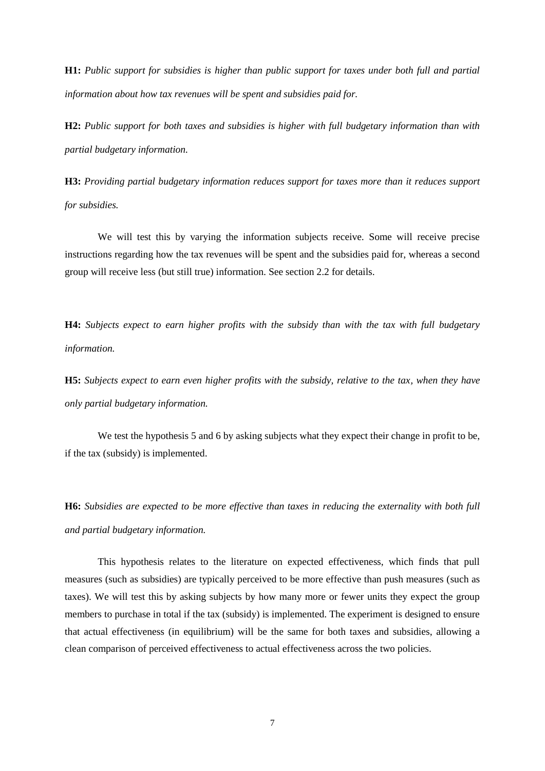**H1:** *Public support for subsidies is higher than public support for taxes under both full and partial information about how tax revenues will be spent and subsidies paid for.*

**H2:** *Public support for both taxes and subsidies is higher with full budgetary information than with partial budgetary information.*

**H3:** *Providing partial budgetary information reduces support for taxes more than it reduces support for subsidies.*

We will test this by varying the information subjects receive. Some will receive precise instructions regarding how the tax revenues will be spent and the subsidies paid for, whereas a second group will receive less (but still true) information. See section 2.2 for details.

**H4:** *Subjects expect to earn higher profits with the subsidy than with the tax with full budgetary information.*

**H5:** *Subjects expect to earn even higher profits with the subsidy, relative to the tax, when they have only partial budgetary information.*

We test the hypothesis 5 and 6 by asking subjects what they expect their change in profit to be, if the tax (subsidy) is implemented.

**H6:** *Subsidies are expected to be more effective than taxes in reducing the externality with both full and partial budgetary information.*

This hypothesis relates to the literature on expected effectiveness, which finds that pull measures (such as subsidies) are typically perceived to be more effective than push measures (such as taxes). We will test this by asking subjects by how many more or fewer units they expect the group members to purchase in total if the tax (subsidy) is implemented. The experiment is designed to ensure that actual effectiveness (in equilibrium) will be the same for both taxes and subsidies, allowing a clean comparison of perceived effectiveness to actual effectiveness across the two policies.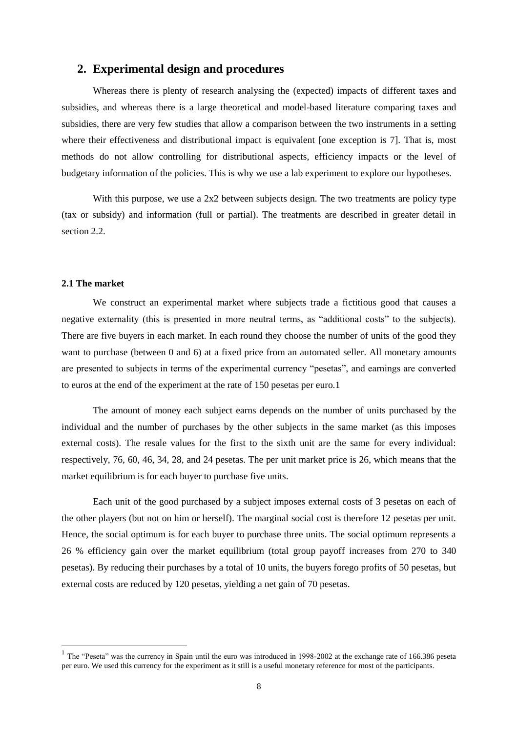## 2. Experimental design and procedures

Whereas there is plenty of research analysing the (expected) impacts of different taxes and subsidies, and whereas there is a large theoretical and model-based literature comparing taxes and subsidies, there are very few studies that allow a comparison between the two instruments in a setting where their effectiveness and distributional impact is equivalent [one exception is 7]. That is, most methods do not allow controlling for distributional aspects, efficiency impacts or the level of budgetary information of the policies. This is why we use a lab experiment to explore our hypotheses.

With this purpose, we use a 2x2 between subjects design. The two treatments are policy type (tax or subsidy) and information (full or partial). The treatments are described in greater detail in section 2.2.

#### 2.1 The market

We construct an experimental market where subjects trade a fictitious good that causes a negative externality (this is presented in more neutral terms, as "additional costs" to the subjects). There are five buyers in each market. In each round they choose the number of units of the good they want to purchase (between 0 and 6) at a fixed price from an automated seller. All monetary amounts are presented to subjects in terms of the experimental currency "pesetas", and earnings are converted to euros at the end of the experiment at the rate of 150 pesetas per euro.[1]

The amount of money each subject earns depends on the number of units purchased by the individual and the number of purchases by the other subjects in the same market (as this imposes external costs). The resale values for the first to the sixth unit are the same for every individual: respectively, 76, 60, 46, 34, 28, and 24 pesetas. The per unit market price is 26, which means that the market equilibrium is for each buyer to purchase five units.

Each unit of the good purchased by a subject imposes external costs of 3 pesetas on each of the other players (but not on him or herself). The marginal social cost is therefore 12 pesetas per unit. Hence, the social optimum is for each buyer to purchase three units. The social optimum represents a 26 % efficiency gain over the market equilibrium (total group payoff increases from 270 to 340 pesetas). By reducing their purchases by a total of 10 units, the buyers forego profits of 50 pesetas, but external costs are reduced by 120 pesetas, yielding a net gain of 70 pesetas.

[1] The "Peseta" was the currency in Spain until the euro was introduced in 1998-2002 at the exchange rate of 166.386 peseta per euro. We used this currency for the experiment as it still is a useful monetary reference for most of the participants.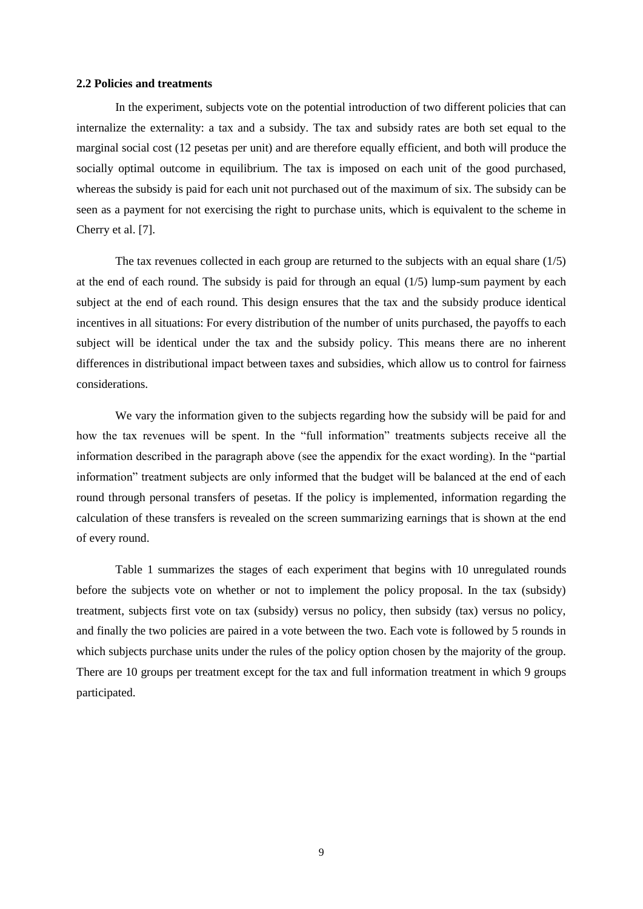### 2.2 Policies and treatments

In the experiment, subjects vote on the potential introduction of two different policies that can internalize the externality: a tax and a subsidy. The tax and subsidy rates are both set equal to the marginal social cost (12 pesetas per unit) and are therefore equally efficient, and both will produce the socially optimal outcome in equilibrium. The tax is imposed on each unit of the good purchased, whereas the subsidy is paid for each unit not purchased out of the maximum of six. The subsidy can be seen as a payment for not exercising the right to purchase units, which is equivalent to the scheme in Cherry et al. [7].

The tax revenues collected in each group are returned to the subjects with an equal share (1/5) at the end of each round. The subsidy is paid for through an equal (1/5) lump-sum payment by each subject at the end of each round. This design ensures that the tax and the subsidy produce identical incentives in all situations: For every distribution of the number of units purchased, the payoffs to each subject will be identical under the tax and the subsidy policy. This means there are no inherent differences in distributional impact between taxes and subsidies, which allow us to control for fairness considerations.

We vary the information given to the subjects regarding how the subsidy will be paid for and how the tax revenues will be spent. In the "full information" treatments subjects receive all the information described in the paragraph above (see the appendix for the exact wording). In the "partial information" treatment subjects are only informed that the budget will be balanced at the end of each round through personal transfers of pesetas. If the policy is implemented, information regarding the calculation of these transfers is revealed on the screen summarizing earnings that is shown at the end of every round.

Table 1 summarizes the stages of each experiment that begins with 10 unregulated rounds before the subjects vote on whether or not to implement the policy proposal. In the tax (subsidy) treatment, subjects first vote on tax (subsidy) versus no policy, then subsidy (tax) versus no policy, and finally the two policies are paired in a vote between the two. Each vote is followed by 5 rounds in which subjects purchase units under the rules of the policy option chosen by the majority of the group. There are 10 groups per treatment except for the tax and full information treatment in which 9 groups participated.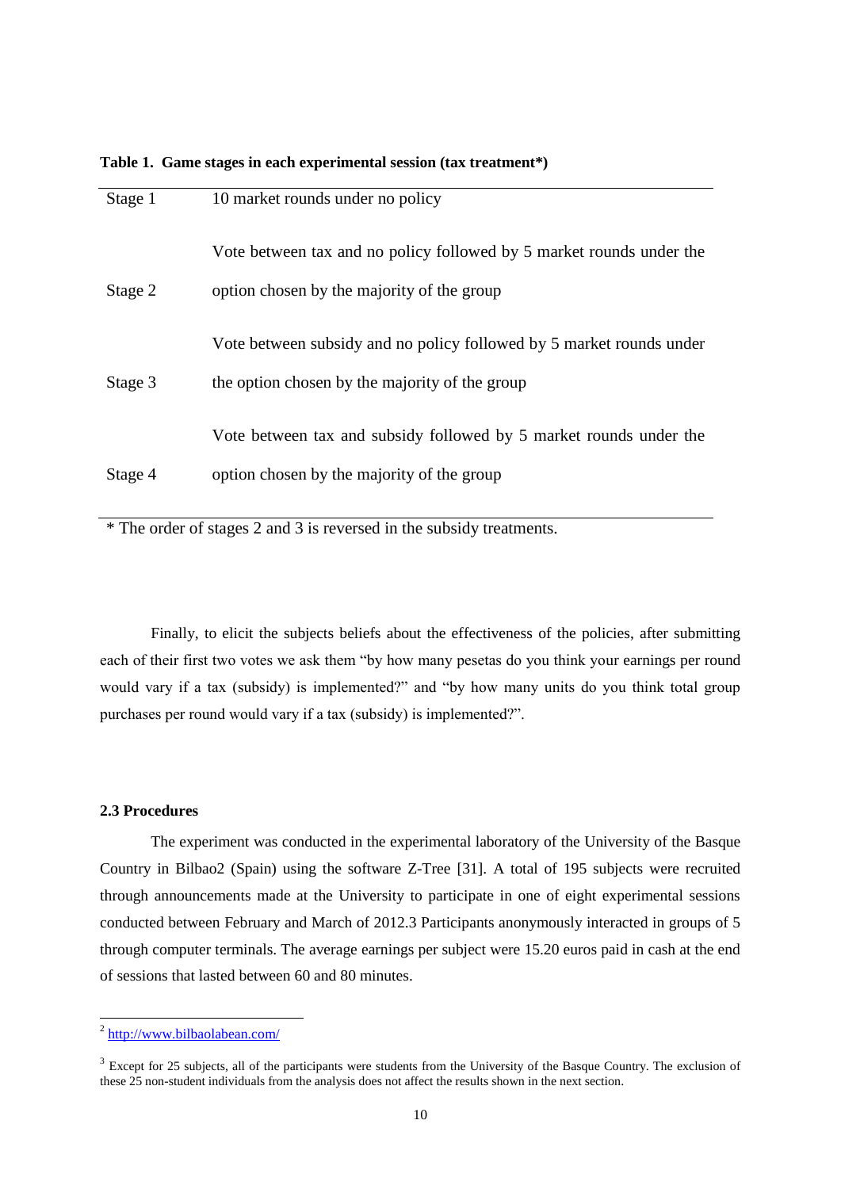**Table 1. Game stages in each experimental session (tax treatment*)**

| | |
|---|---|
| Stage 1 | 10 market rounds under no policy |
| Stage 2 | Vote between tax and no policy followed by 5 market rounds under the option chosen by the majority of the group |
| Stage 3 | Vote between subsidy and no policy followed by 5 market rounds under the option chosen by the majority of the group |
| Stage 4 | Vote between tax and subsidy followed by 5 market rounds under the option chosen by the majority of the group |

* The order of stages 2 and 3 is reversed in the subsidy treatments.

Finally, to elicit the subjects beliefs about the effectiveness of the policies, after submitting each of their first two votes we ask them "by how many pesetas do you think your earnings per round would vary if a tax (subsidy) is implemented?" and "by how many units do you think total group purchases per round would vary if a tax (subsidy) is implemented?".

### 2.3 Procedures

The experiment was conducted in the experimental laboratory of the University of the Basque Country in Bilbao[2] (Spain) using the software Z-Tree [31]. A total of 195 subjects were recruited through announcements made at the University to participate in one of eight experimental sessions conducted between February and March of 2012.[3] Participants anonymously interacted in groups of 5 through computer terminals. The average earnings per subject were 15.20 euros paid in cash at the end of sessions that lasted between 60 and 80 minutes.

---

[2] http://www.bilbaolabean.com/

[3] Except for 25 subjects, all of the participants were students from the University of the Basque Country. The exclusion of these 25 non-student individuals from the analysis does not affect the results shown in the next section.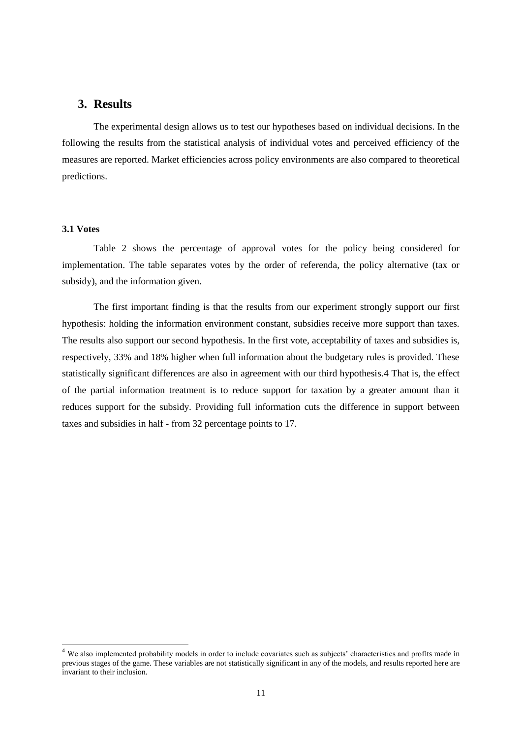## 3. Results

The experimental design allows us to test our hypotheses based on individual decisions. In the following the results from the statistical analysis of individual votes and perceived efficiency of the measures are reported. Market efficiencies across policy environments are also compared to theoretical predictions.

### 3.1 Votes

Table 2 shows the percentage of approval votes for the policy being considered for implementation. The table separates votes by the order of referenda, the policy alternative (tax or subsidy), and the information given.

The first important finding is that the results from our experiment strongly support our first hypothesis: holding the information environment constant, subsidies receive more support than taxes. The results also support our second hypothesis. In the first vote, acceptability of taxes and subsidies is, respectively, 33% and 18% higher when full information about the budgetary rules is provided. These statistically significant differences are also in agreement with our third hypothesis.[4] That is, the effect of the partial information treatment is to reduce support for taxation by a greater amount than it reduces support for the subsidy. Providing full information cuts the difference in support between taxes and subsidies in half - from 32 percentage points to 17.

[4] We also implemented probability models in order to include covariates such as subjects' characteristics and profits made in previous stages of the game. These variables are not statistically significant in any of the models, and results reported here are invariant to their inclusion.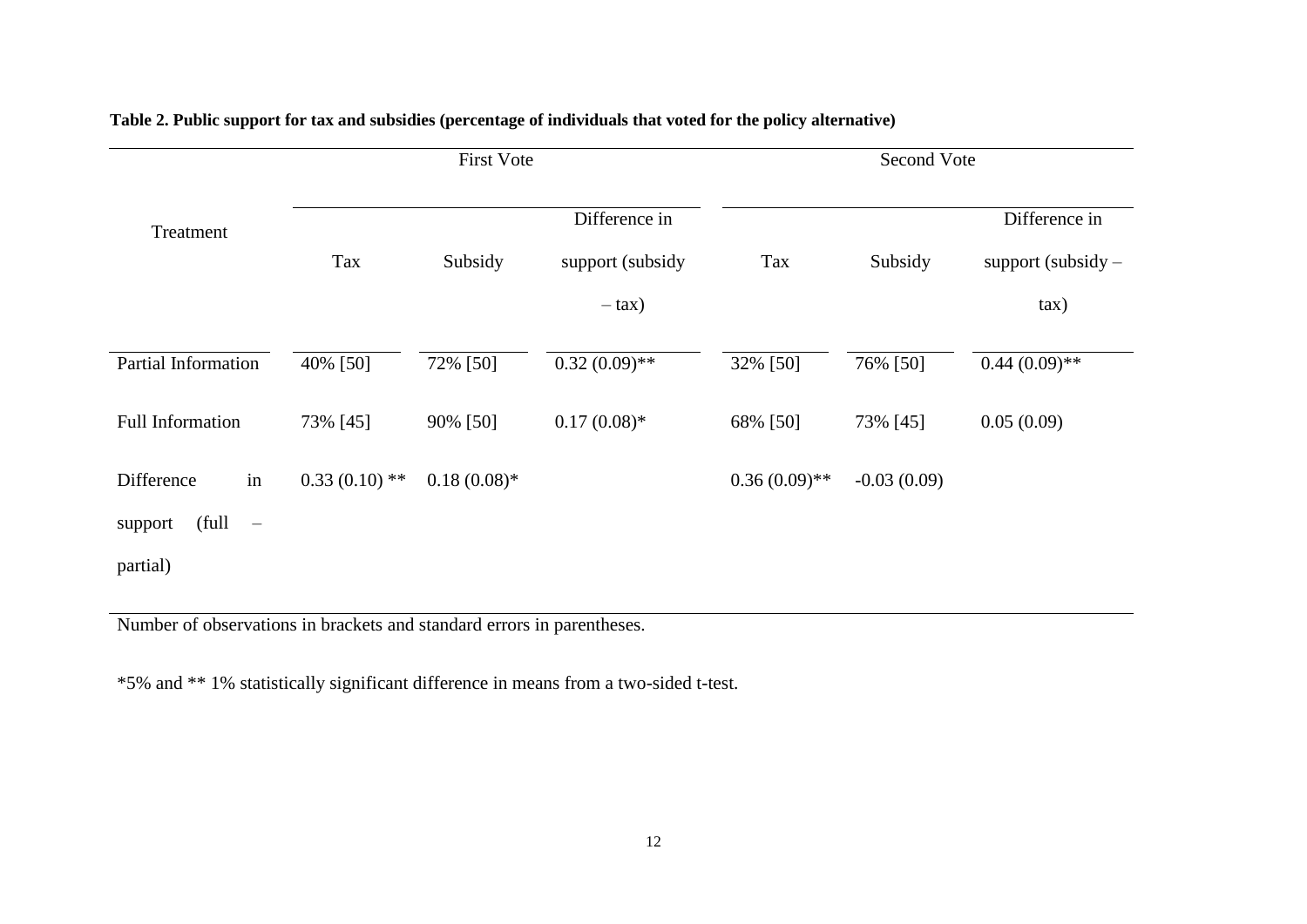**Table 2. Public support for tax and subsidies (percentage of individuals that voted for the policy alternative)**

| Treatment | First Vote | | | Second Vote | | |
|---|---|---|---|---|---|---|
| | Tax | Subsidy | Difference in support (subsidy – tax) | Tax | Subsidy | Difference in support (subsidy – tax) |
| Partial Information | 40% [50] | 72% [50] | 0.32 (0.09)** | 32% [50] | 76% [50] | 0.44 (0.09)** |
| Full Information | 73% [45] | 90% [50] | 0.17 (0.08)* | 68% [50] | 73% [45] | 0.05 (0.09) |
| Difference in support (full – partial) | 0.33 (0.10) ** | 0.18 (0.08)* | | 0.36 (0.09)** | -0.03 (0.09) | |

Number of observations in brackets and standard errors in parentheses.

*5% and ** 1% statistically significant difference in means from a two-sided t-test.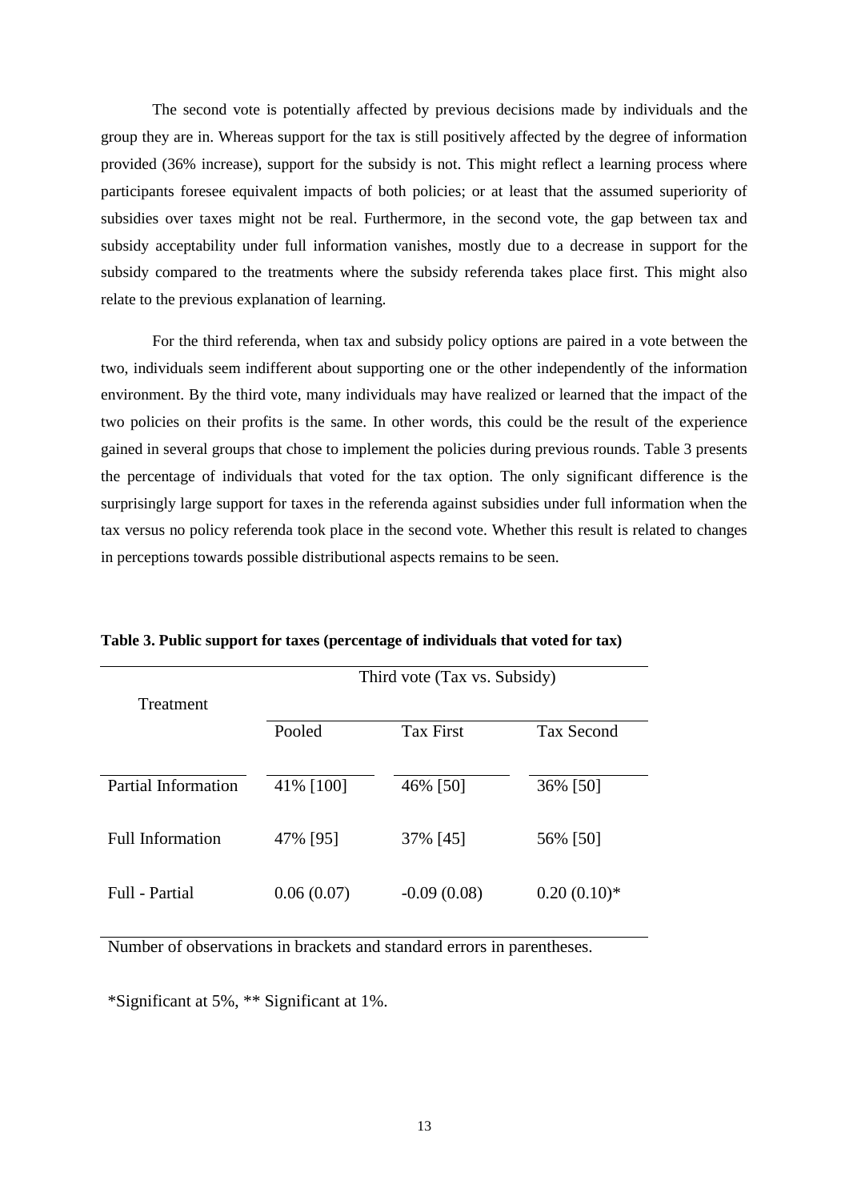The second vote is potentially affected by previous decisions made by individuals and the group they are in. Whereas support for the tax is still positively affected by the degree of information provided (36% increase), support for the subsidy is not. This might reflect a learning process where participants foresee equivalent impacts of both policies; or at least that the assumed superiority of subsidies over taxes might not be real. Furthermore, in the second vote, the gap between tax and subsidy acceptability under full information vanishes, mostly due to a decrease in support for the subsidy compared to the treatments where the subsidy referenda takes place first. This might also relate to the previous explanation of learning.

For the third referenda, when tax and subsidy policy options are paired in a vote between the two, individuals seem indifferent about supporting one or the other independently of the information environment. By the third vote, many individuals may have realized or learned that the impact of the two policies on their profits is the same. In other words, this could be the result of the experience gained in several groups that chose to implement the policies during previous rounds. Table 3 presents the percentage of individuals that voted for the tax option. The only significant difference is the surprisingly large support for taxes in the referenda against subsidies under full information when the tax versus no policy referenda took place in the second vote. Whether this result is related to changes in perceptions towards possible distributional aspects remains to be seen.

**Table 3. Public support for taxes (percentage of individuals that voted for tax)**

| Treatment | Third vote (Tax vs. Subsidy) | | |
|---|---|---|---|
| | Pooled | Tax First | Tax Second |
| Partial Information | 41% [100] | 46% [50] | 36% [50] |
| Full Information | 47% [95] | 37% [45] | 56% [50] |
| Full - Partial | 0.06 (0.07) | -0.09 (0.08) | 0.20 (0.10)* |

Number of observations in brackets and standard errors in parentheses.

*Significant at 5%, ** Significant at 1%.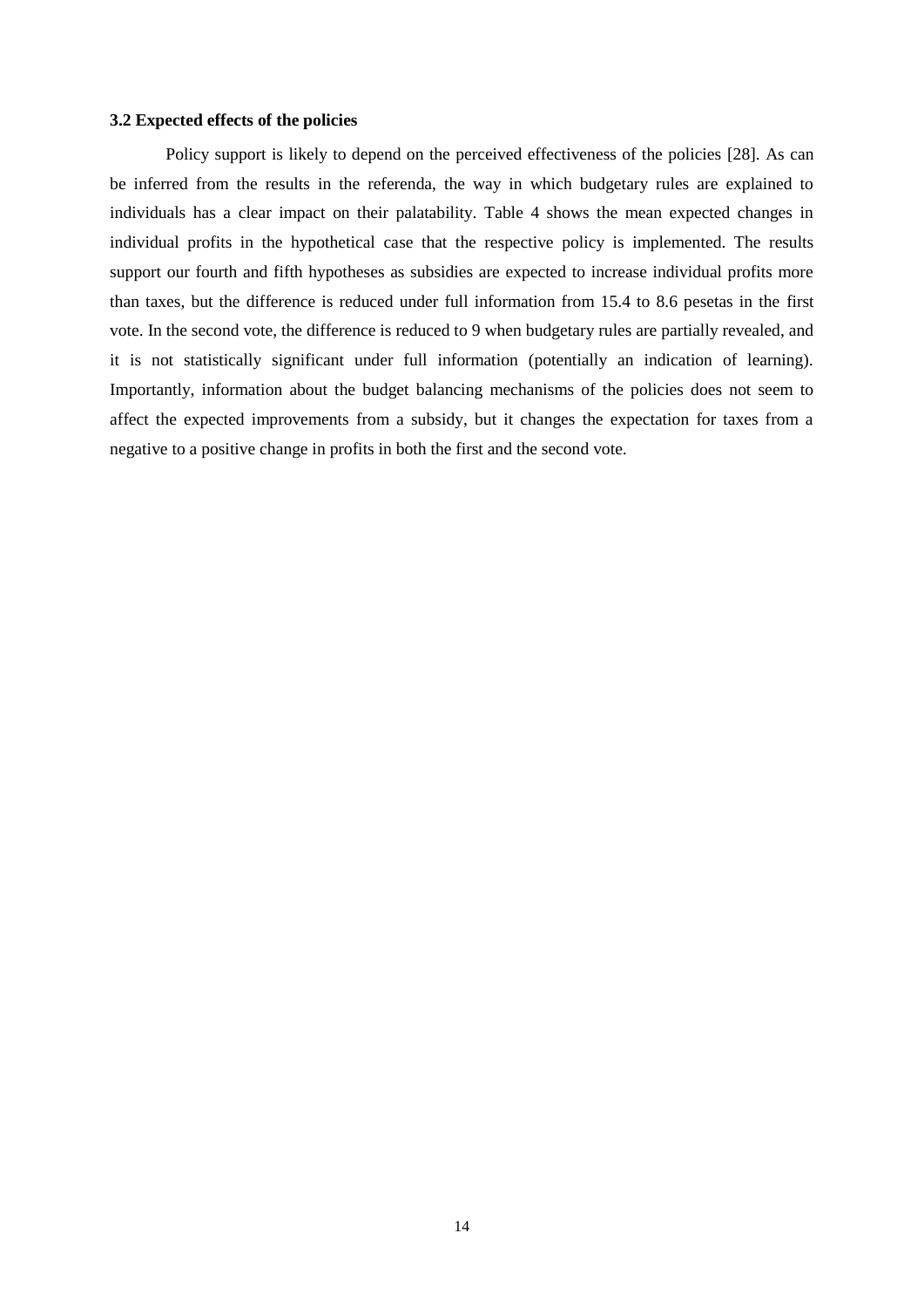### 3.2 Expected effects of the policies

Policy support is likely to depend on the perceived effectiveness of the policies [28]. As can be inferred from the results in the referenda, the way in which budgetary rules are explained to individuals has a clear impact on their palatability. Table 4 shows the mean expected changes in individual profits in the hypothetical case that the respective policy is implemented. The results support our fourth and fifth hypotheses as subsidies are expected to increase individual profits more than taxes, but the difference is reduced under full information from 15.4 to 8.6 pesetas in the first vote. In the second vote, the difference is reduced to 9 when budgetary rules are partially revealed, and it is not statistically significant under full information (potentially an indication of learning). Importantly, information about the budget balancing mechanisms of the policies does not seem to affect the expected improvements from a subsidy, but it changes the expectation for taxes from a negative to a positive change in profits in both the first and the second vote.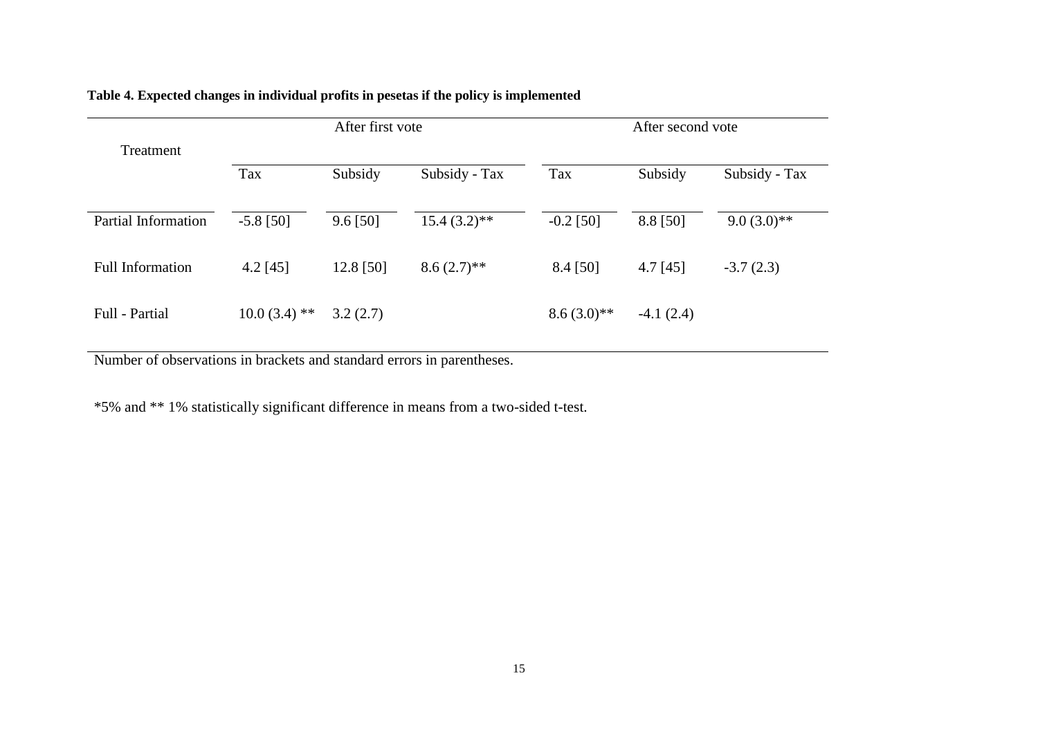**Table 4. Expected changes in individual profits in pesetas if the policy is implemented**

| Treatment | After first vote | | | After second vote | | |
|---|---|---|---|---|---|---|
| | Tax | Subsidy | Subsidy - Tax | Tax | Subsidy | Subsidy - Tax |
| Partial Information | -5.8 [50] | 9.6 [50] | 15.4 (3.2)** | -0.2 [50] | 8.8 [50] | 9.0 (3.0)** |
| Full Information | 4.2 [45] | 12.8 [50] | 8.6 (2.7)** | 8.4 [50] | 4.7 [45] | -3.7 (2.3) |
| Full - Partial | 10.0 (3.4) ** | 3.2 (2.7) | | 8.6 (3.0)** | -4.1 (2.4) | |

Number of observations in brackets and standard errors in parentheses.

*5% and ** 1% statistically significant difference in means from a two-sided t-test.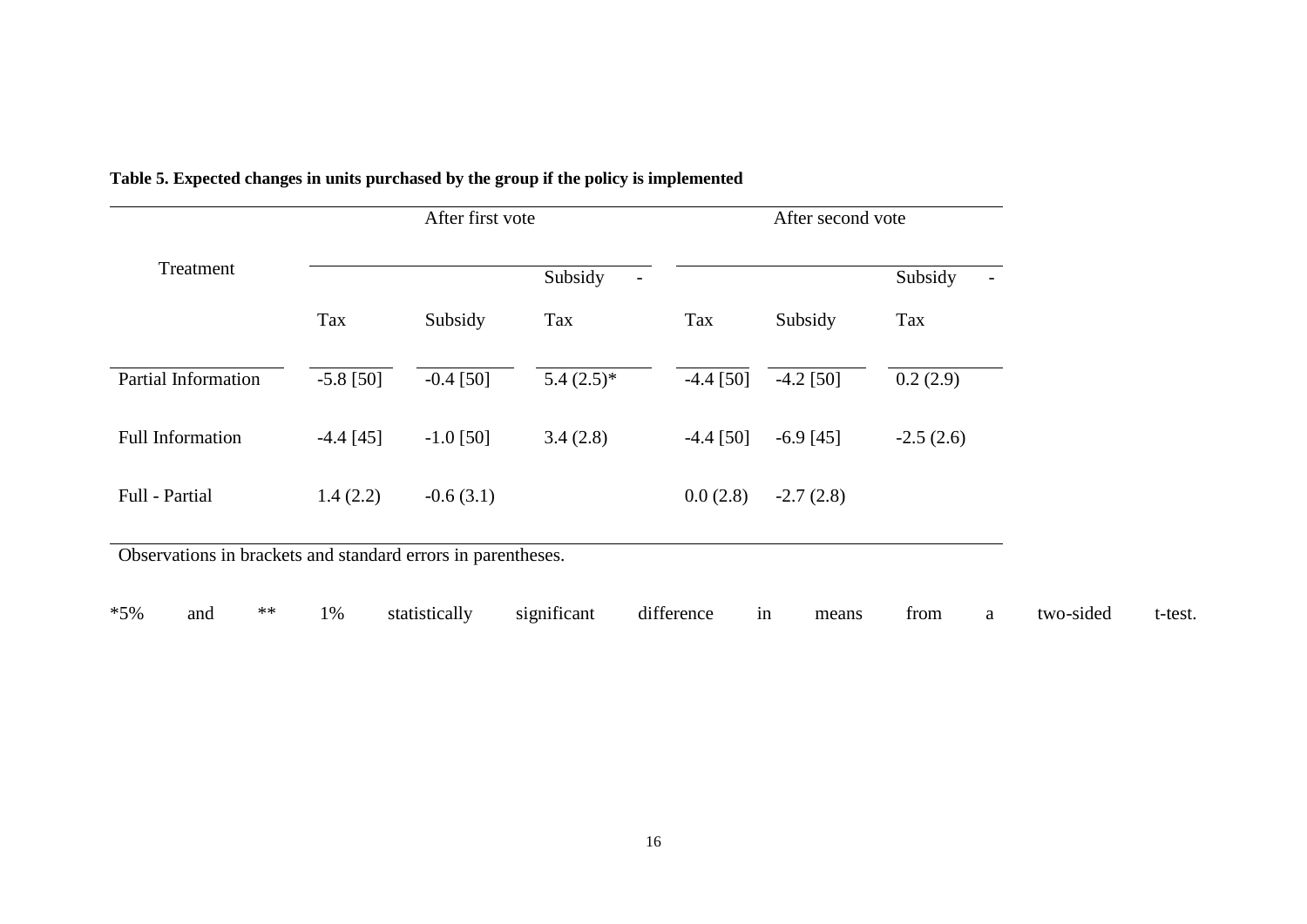**Table 5. Expected changes in units purchased by the group if the policy is implemented**

| Treatment | After first vote | | | After second vote | | |
|---|---|---|---|---|---|---|
| | Tax | Subsidy | Subsidy - Tax | Tax | Subsidy | Subsidy - Tax |
| Partial Information | -5.8 [50] | -0.4 [50] | 5.4 (2.5)* | -4.4 [50] | -4.2 [50] | 0.2 (2.9) |
| Full Information | -4.4 [45] | -1.0 [50] | 3.4 (2.8) | -4.4 [50] | -6.9 [45] | -2.5 (2.6) |
| Full - Partial | 1.4 (2.2) | -0.6 (3.1) | | 0.0 (2.8) | -2.7 (2.8) | |

Observations in brackets and standard errors in parentheses.

*5% and ** 1% statistically significant difference in means from a two-sided t-test.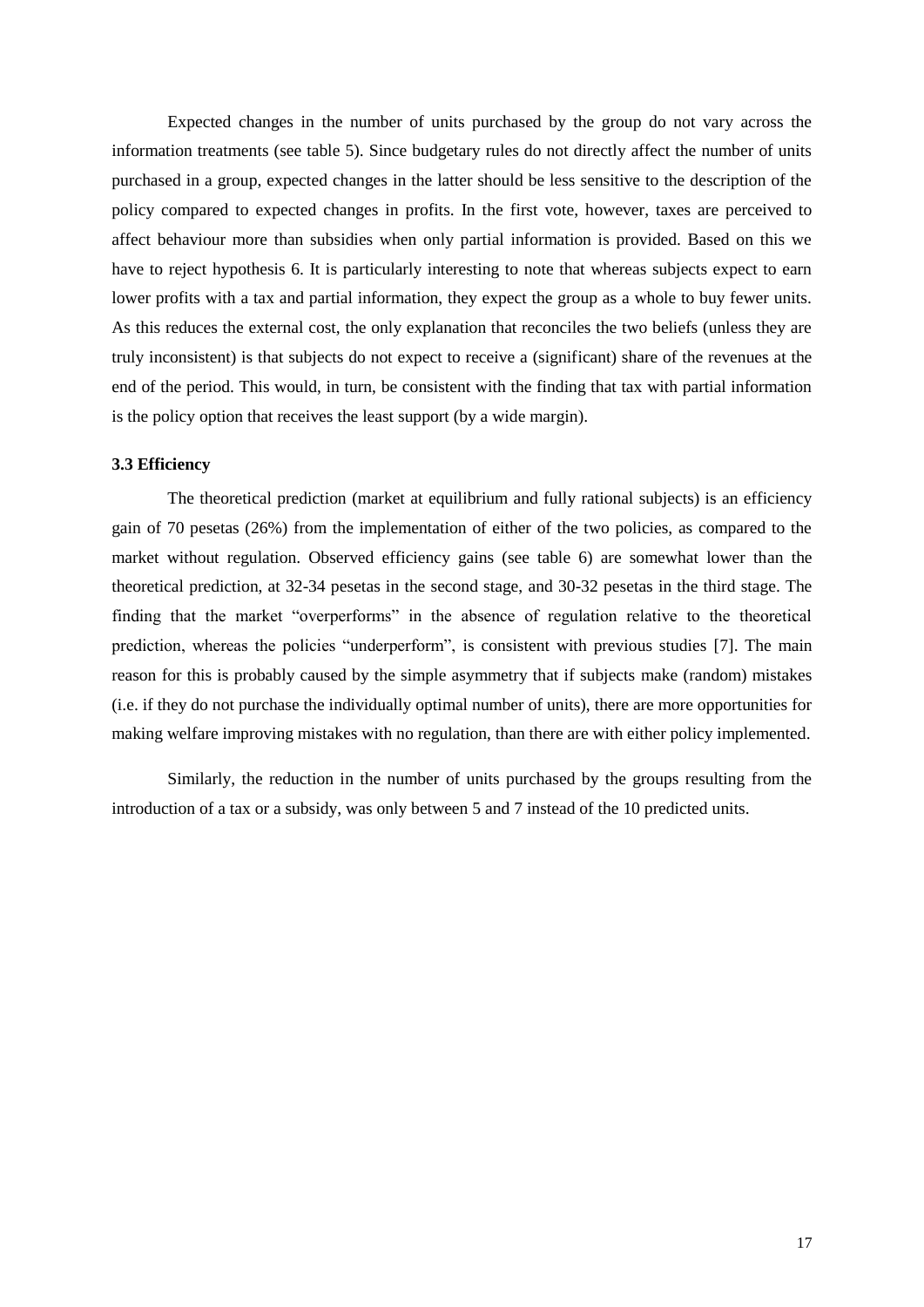Expected changes in the number of units purchased by the group do not vary across the information treatments (see table 5). Since budgetary rules do not directly affect the number of units purchased in a group, expected changes in the latter should be less sensitive to the description of the policy compared to expected changes in profits. In the first vote, however, taxes are perceived to affect behaviour more than subsidies when only partial information is provided. Based on this we have to reject hypothesis 6. It is particularly interesting to note that whereas subjects expect to earn lower profits with a tax and partial information, they expect the group as a whole to buy fewer units. As this reduces the external cost, the only explanation that reconciles the two beliefs (unless they are truly inconsistent) is that subjects do not expect to receive a (significant) share of the revenues at the end of the period. This would, in turn, be consistent with the finding that tax with partial information is the policy option that receives the least support (by a wide margin).

### 3.3 Efficiency

The theoretical prediction (market at equilibrium and fully rational subjects) is an efficiency gain of 70 pesetas (26%) from the implementation of either of the two policies, as compared to the market without regulation. Observed efficiency gains (see table 6) are somewhat lower than the theoretical prediction, at 32-34 pesetas in the second stage, and 30-32 pesetas in the third stage. The finding that the market "overperforms" in the absence of regulation relative to the theoretical prediction, whereas the policies "underperform", is consistent with previous studies [7]. The main reason for this is probably caused by the simple asymmetry that if subjects make (random) mistakes (i.e. if they do not purchase the individually optimal number of units), there are more opportunities for making welfare improving mistakes with no regulation, than there are with either policy implemented.

Similarly, the reduction in the number of units purchased by the groups resulting from the introduction of a tax or a subsidy, was only between 5 and 7 instead of the 10 predicted units.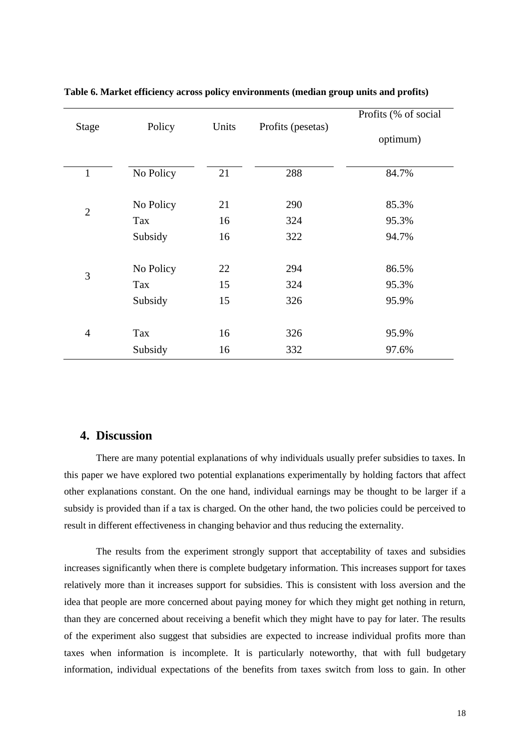**Table 6. Market efficiency across policy environments (median group units and profits)**

| Stage | Policy | Units | Profits (pesetas) | Profits (% of social optimum) |
|---|---|---|---|---|
| 1 | No Policy | 21 | 288 | 84.7% |
| 2 | No Policy | 21 | 290 | 85.3% |
| | Tax | 16 | 324 | 95.3% |
| | Subsidy | 16 | 322 | 94.7% |
| 3 | No Policy | 22 | 294 | 86.5% |
| | Tax | 15 | 324 | 95.3% |
| | Subsidy | 15 | 326 | 95.9% |
| 4 | Tax | 16 | 326 | 95.9% |
| | Subsidy | 16 | 332 | 97.6% |

## 4. Discussion

There are many potential explanations of why individuals usually prefer subsidies to taxes. In this paper we have explored two potential explanations experimentally by holding factors that affect other explanations constant. On the one hand, individual earnings may be thought to be larger if a subsidy is provided than if a tax is charged. On the other hand, the two policies could be perceived to result in different effectiveness in changing behavior and thus reducing the externality.

The results from the experiment strongly support that acceptability of taxes and subsidies increases significantly when there is complete budgetary information. This increases support for taxes relatively more than it increases support for subsidies. This is consistent with loss aversion and the idea that people are more concerned about paying money for which they might get nothing in return, than they are concerned about receiving a benefit which they might have to pay for later. The results of the experiment also suggest that subsidies are expected to increase individual profits more than taxes when information is incomplete. It is particularly noteworthy, that with full budgetary information, individual expectations of the benefits from taxes switch from loss to gain. In other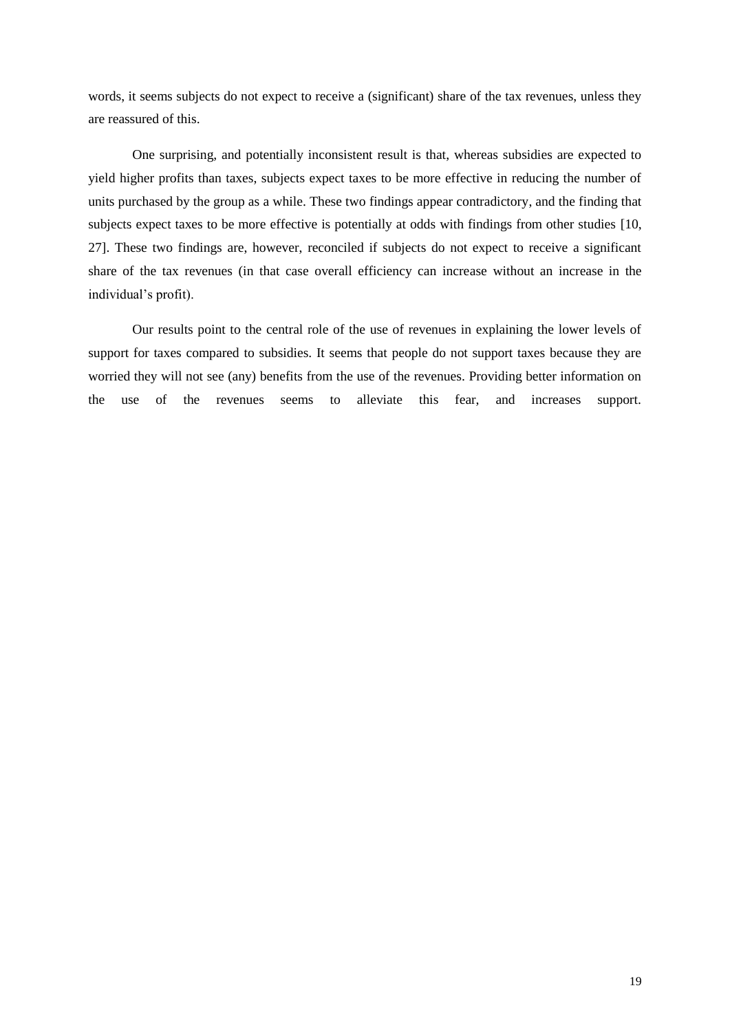words, it seems subjects do not expect to receive a (significant) share of the tax revenues, unless they are reassured of this.

One surprising, and potentially inconsistent result is that, whereas subsidies are expected to yield higher profits than taxes, subjects expect taxes to be more effective in reducing the number of units purchased by the group as a while. These two findings appear contradictory, and the finding that subjects expect taxes to be more effective is potentially at odds with findings from other studies [10, 27]. These two findings are, however, reconciled if subjects do not expect to receive a significant share of the tax revenues (in that case overall efficiency can increase without an increase in the individual's profit).

Our results point to the central role of the use of revenues in explaining the lower levels of support for taxes compared to subsidies. It seems that people do not support taxes because they are worried they will not see (any) benefits from the use of the revenues. Providing better information on the use of the revenues seems to alleviate this fear, and increases support.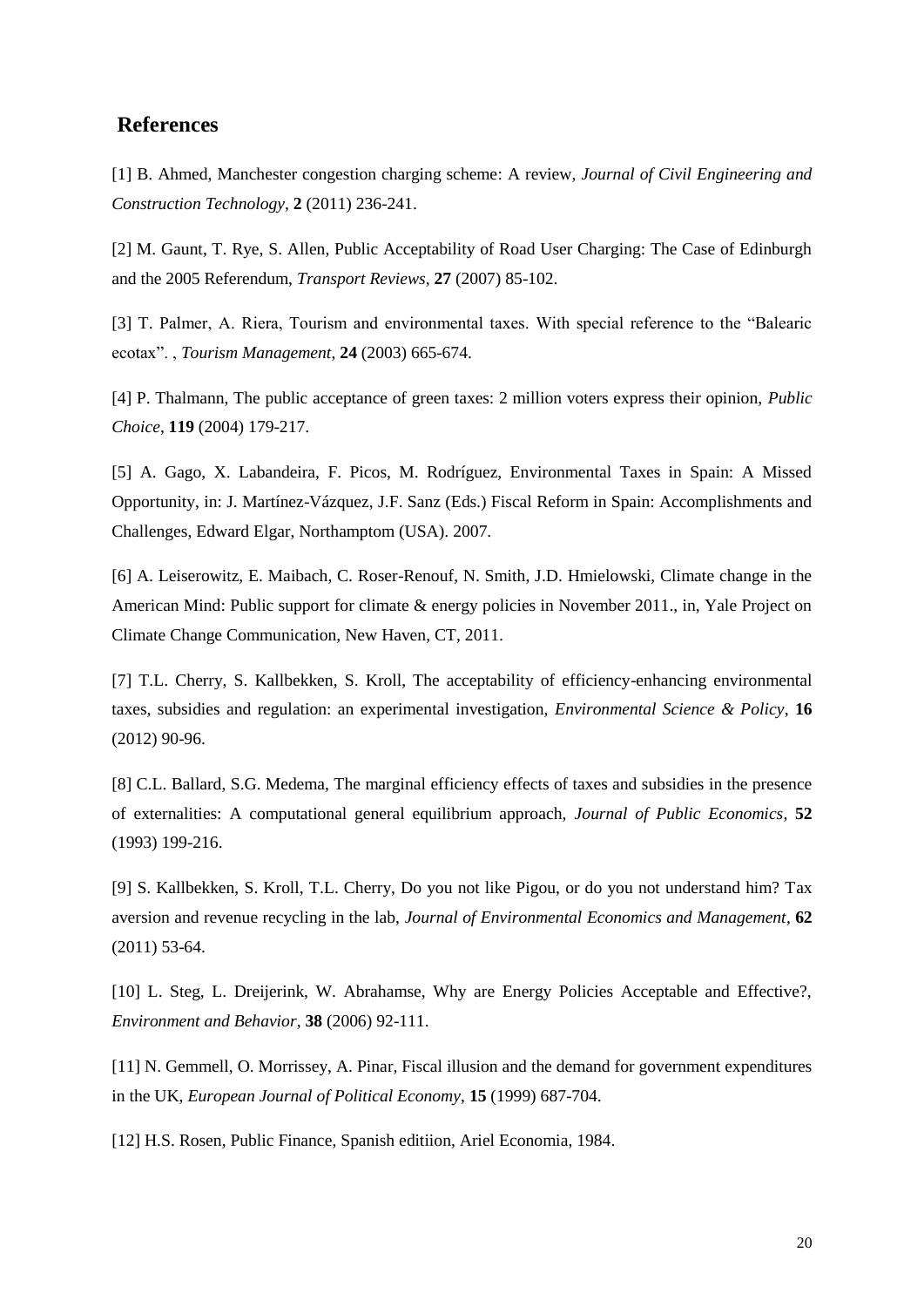## References

[1] B. Ahmed, Manchester congestion charging scheme: A review, *Journal of Civil Engineering and Construction Technology*, **2** (2011) 236-241.

[2] M. Gaunt, T. Rye, S. Allen, Public Acceptability of Road User Charging: The Case of Edinburgh and the 2005 Referendum, *Transport Reviews*, **27** (2007) 85-102.

[3] T. Palmer, A. Riera, Tourism and environmental taxes. With special reference to the "Balearic ecotax". , *Tourism Management*, **24** (2003) 665-674.

[4] P. Thalmann, The public acceptance of green taxes: 2 million voters express their opinion, *Public Choice*, **119** (2004) 179-217.

[5] A. Gago, X. Labandeira, F. Picos, M. Rodríguez, Environmental Taxes in Spain: A Missed Opportunity, in: J. Martínez-Vázquez, J.F. Sanz (Eds.) Fiscal Reform in Spain: Accomplishments and Challenges, Edward Elgar, Northamptom (USA). 2007.

[6] A. Leiserowitz, E. Maibach, C. Roser-Renouf, N. Smith, J.D. Hmielowski, Climate change in the American Mind: Public support for climate & energy policies in November 2011., in, Yale Project on Climate Change Communication, New Haven, CT, 2011.

[7] T.L. Cherry, S. Kallbekken, S. Kroll, The acceptability of efficiency-enhancing environmental taxes, subsidies and regulation: an experimental investigation, *Environmental Science & Policy*, **16** (2012) 90-96.

[8] C.L. Ballard, S.G. Medema, The marginal efficiency effects of taxes and subsidies in the presence of externalities: A computational general equilibrium approach, *Journal of Public Economics*, **52** (1993) 199-216.

[9] S. Kallbekken, S. Kroll, T.L. Cherry, Do you not like Pigou, or do you not understand him? Tax aversion and revenue recycling in the lab, *Journal of Environmental Economics and Management*, **62** (2011) 53-64.

[10] L. Steg, L. Dreijerink, W. Abrahamse, Why are Energy Policies Acceptable and Effective?, *Environment and Behavior*, **38** (2006) 92-111.

[11] N. Gemmell, O. Morrissey, A. Pinar, Fiscal illusion and the demand for government expenditures in the UK, *European Journal of Political Economy*, **15** (1999) 687-704.

[12] H.S. Rosen, Public Finance, Spanish editiion, Ariel Economia, 1984.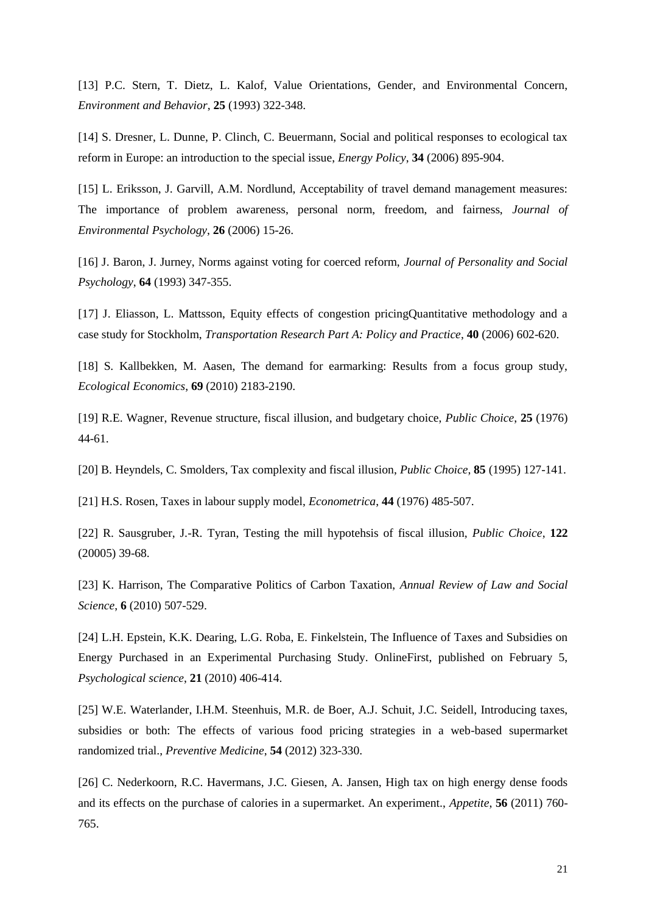[13] P.C. Stern, T. Dietz, L. Kalof, Value Orientations, Gender, and Environmental Concern, *Environment and Behavior*, **25** (1993) 322-348.

[14] S. Dresner, L. Dunne, P. Clinch, C. Beuermann, Social and political responses to ecological tax reform in Europe: an introduction to the special issue, *Energy Policy*, **34** (2006) 895-904.

[15] L. Eriksson, J. Garvill, A.M. Nordlund, Acceptability of travel demand management measures: The importance of problem awareness, personal norm, freedom, and fairness, *Journal of Environmental Psychology*, **26** (2006) 15-26.

[16] J. Baron, J. Jurney, Norms against voting for coerced reform, *Journal of Personality and Social Psychology*, **64** (1993) 347-355.

[17] J. Eliasson, L. Mattsson, Equity effects of congestion pricingQuantitative methodology and a case study for Stockholm, *Transportation Research Part A: Policy and Practice*, **40** (2006) 602-620.

[18] S. Kallbekken, M. Aasen, The demand for earmarking: Results from a focus group study, *Ecological Economics*, **69** (2010) 2183-2190.

[19] R.E. Wagner, Revenue structure, fiscal illusion, and budgetary choice, *Public Choice*, **25** (1976) 44-61.

[20] B. Heyndels, C. Smolders, Tax complexity and fiscal illusion, *Public Choice*, **85** (1995) 127-141.

[21] H.S. Rosen, Taxes in labour supply model, *Econometrica*, **44** (1976) 485-507.

[22] R. Sausgruber, J.-R. Tyran, Testing the mill hypotehsis of fiscal illusion, *Public Choice*, **122** (20005) 39-68.

[23] K. Harrison, The Comparative Politics of Carbon Taxation, *Annual Review of Law and Social Science*, **6** (2010) 507-529.

[24] L.H. Epstein, K.K. Dearing, L.G. Roba, E. Finkelstein, The Influence of Taxes and Subsidies on Energy Purchased in an Experimental Purchasing Study. OnlineFirst, published on February 5, *Psychological science*, **21** (2010) 406-414.

[25] W.E. Waterlander, I.H.M. Steenhuis, M.R. de Boer, A.J. Schuit, J.C. Seidell, Introducing taxes, subsidies or both: The effects of various food pricing strategies in a web-based supermarket randomized trial., *Preventive Medicine*, **54** (2012) 323-330.

[26] C. Nederkoorn, R.C. Havermans, J.C. Giesen, A. Jansen, High tax on high energy dense foods and its effects on the purchase of calories in a supermarket. An experiment., *Appetite*, **56** (2011) 760-765.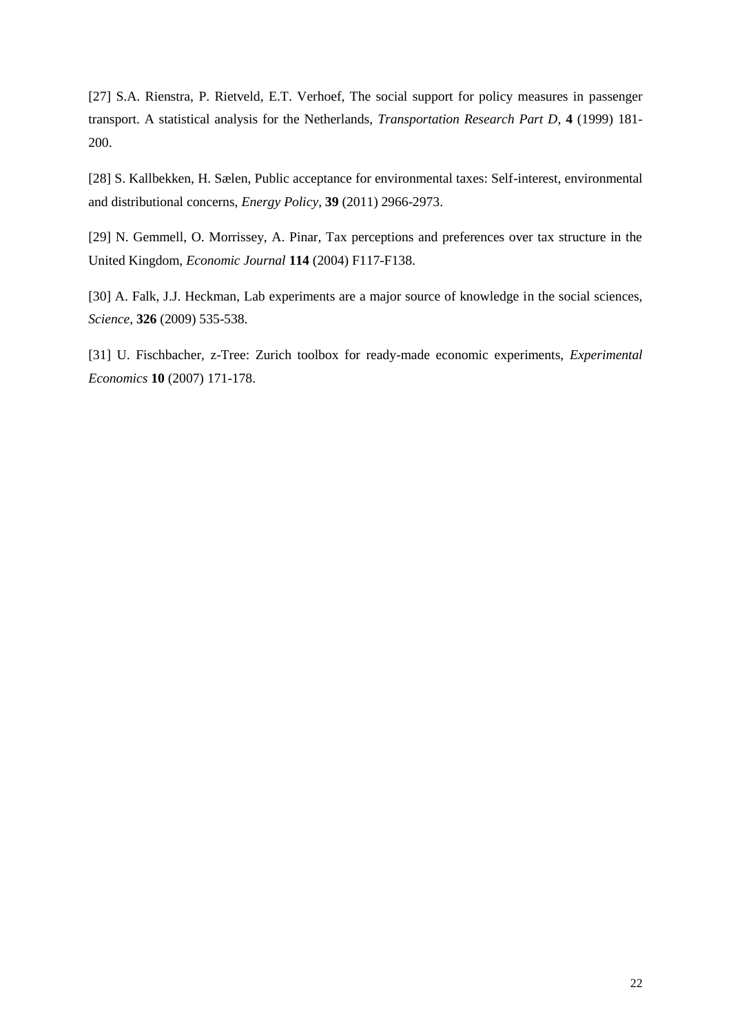[27] S.A. Rienstra, P. Rietveld, E.T. Verhoef, The social support for policy measures in passenger transport. A statistical analysis for the Netherlands, *Transportation Research Part D*, **4** (1999) 181-200.

[28] S. Kallbekken, H. Sælen, Public acceptance for environmental taxes: Self-interest, environmental and distributional concerns, *Energy Policy*, **39** (2011) 2966-2973.

[29] N. Gemmell, O. Morrissey, A. Pinar, Tax perceptions and preferences over tax structure in the United Kingdom, *Economic Journal* **114** (2004) F117-F138.

[30] A. Falk, J.J. Heckman, Lab experiments are a major source of knowledge in the social sciences, *Science*, **326** (2009) 535-538.

[31] U. Fischbacher, z-Tree: Zurich toolbox for ready-made economic experiments, *Experimental Economics* **10** (2007) 171-178.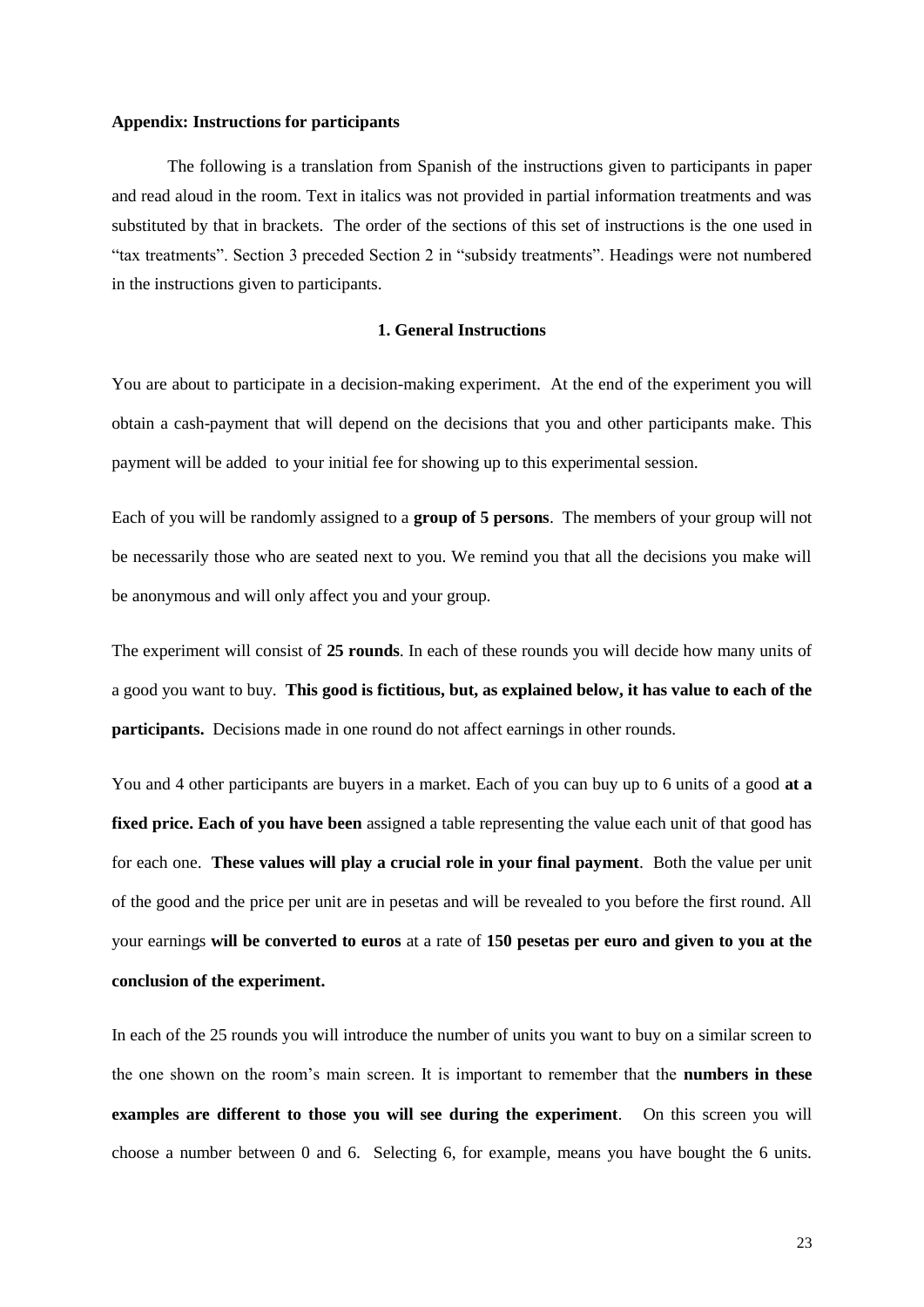**Appendix: Instructions for participants**

The following is a translation from Spanish of the instructions given to participants in paper and read aloud in the room. Text in italics was not provided in partial information treatments and was substituted by that in brackets. The order of the sections of this set of instructions is the one used in "tax treatments". Section 3 preceded Section 2 in "subsidy treatments". Headings were not numbered in the instructions given to participants.

## 1. General Instructions

You are about to participate in a decision-making experiment. At the end of the experiment you will obtain a cash-payment that will depend on the decisions that you and other participants make. This payment will be added to your initial fee for showing up to this experimental session.

Each of you will be randomly assigned to a **group of 5 persons**. The members of your group will not be necessarily those who are seated next to you. We remind you that all the decisions you make will be anonymous and will only affect you and your group.

The experiment will consist of **25 rounds**. In each of these rounds you will decide how many units of a good you want to buy. **This good is fictitious, but, as explained below, it has value to each of the participants.** Decisions made in one round do not affect earnings in other rounds.

You and 4 other participants are buyers in a market. Each of you can buy up to 6 units of a good **at a fixed price. Each of you have been** assigned a table representing the value each unit of that good has for each one. **These values will play a crucial role in your final payment**. Both the value per unit of the good and the price per unit are in pesetas and will be revealed to you before the first round. All your earnings **will be converted to euros** at a rate of **150 pesetas per euro and given to you at the conclusion of the experiment.**

In each of the 25 rounds you will introduce the number of units you want to buy on a similar screen to the one shown on the room's main screen. It is important to remember that the **numbers in these examples are different to those you will see during the experiment**. On this screen you will choose a number between 0 and 6. Selecting 6, for example, means you have bought the 6 units.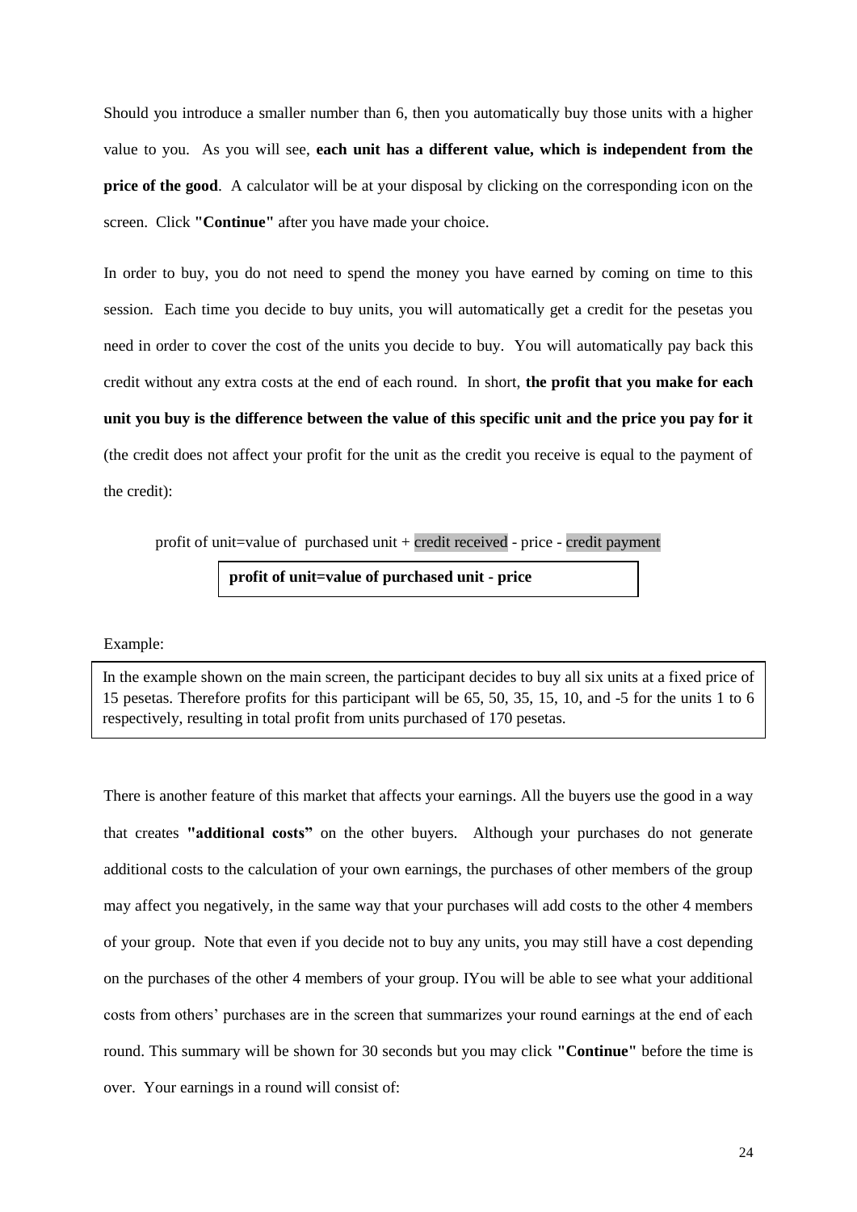Should you introduce a smaller number than 6, then you automatically buy those units with a higher value to you. As you will see, **each unit has a different value, which is independent from the price of the good**. A calculator will be at your disposal by clicking on the corresponding icon on the screen. Click **"Continue"** after you have made your choice.

In order to buy, you do not need to spend the money you have earned by coming on time to this session. Each time you decide to buy units, you will automatically get a credit for the pesetas you need in order to cover the cost of the units you decide to buy. You will automatically pay back this credit without any extra costs at the end of each round. In short, **the profit that you make for each unit you buy is the difference between the value of this specific unit and the price you pay for it** (the credit does not affect your profit for the unit as the credit you receive is equal to the payment of the credit):

profit of unit=value of purchased unit + credit received - price - credit payment

**profit of unit=value of purchased unit - price**

Example:

In the example shown on the main screen, the participant decides to buy all six units at a fixed price of 15 pesetas. Therefore profits for this participant will be 65, 50, 35, 15, 10, and -5 for the units 1 to 6 respectively, resulting in total profit from units purchased of 170 pesetas.

There is another feature of this market that affects your earnings. All the buyers use the good in a way that creates **"additional costs"** on the other buyers. Although your purchases do not generate additional costs to the calculation of your own earnings, the purchases of other members of the group may affect you negatively, in the same way that your purchases will add costs to the other 4 members of your group. Note that even if you decide not to buy any units, you may still have a cost depending on the purchases of the other 4 members of your group. IYou will be able to see what your additional costs from others' purchases are in the screen that summarizes your round earnings at the end of each round. This summary will be shown for 30 seconds but you may click **"Continue"** before the time is over. Your earnings in a round will consist of: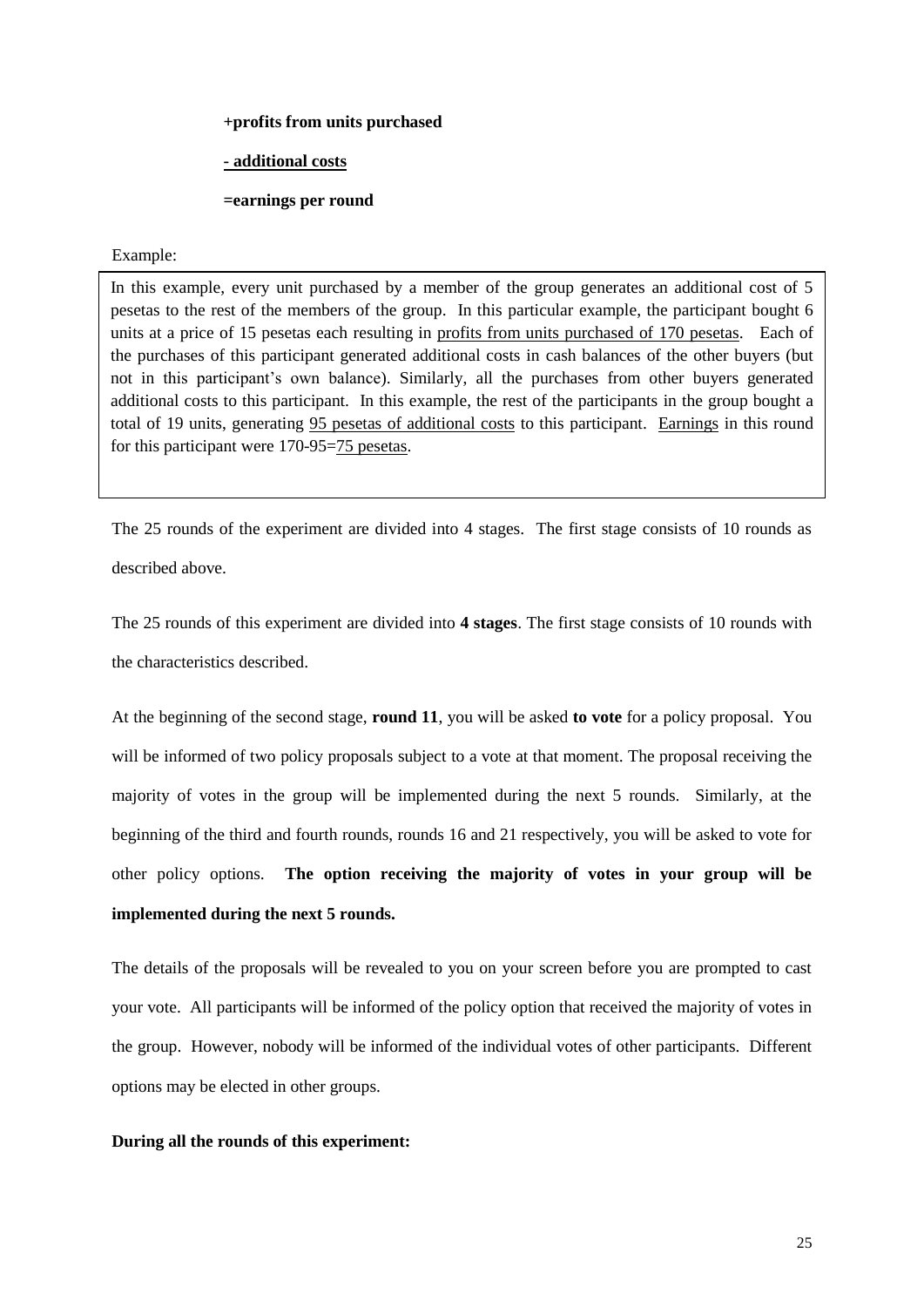**+profits from units purchased**

**- additional costs**

**=earnings per round**

Example:

> In this example, every unit purchased by a member of the group generates an additional cost of 5 pesetas to the rest of the members of the group. In this particular example, the participant bought 6 units at a price of 15 pesetas each resulting in profits from units purchased of 170 pesetas. Each of the purchases of this participant generated additional costs in cash balances of the other buyers (but not in this participant's own balance). Similarly, all the purchases from other buyers generated additional costs to this participant. In this example, the rest of the participants in the group bought a total of 19 units, generating 95 pesetas of additional costs to this participant. Earnings in this round for this participant were 170-95=75 pesetas.

The 25 rounds of the experiment are divided into 4 stages. The first stage consists of 10 rounds as described above.

The 25 rounds of this experiment are divided into **4 stages**. The first stage consists of 10 rounds with the characteristics described.

At the beginning of the second stage, **round 11**, you will be asked **to vote** for a policy proposal. You will be informed of two policy proposals subject to a vote at that moment. The proposal receiving the majority of votes in the group will be implemented during the next 5 rounds. Similarly, at the beginning of the third and fourth rounds, rounds 16 and 21 respectively, you will be asked to vote for other policy options. **The option receiving the majority of votes in your group will be implemented during the next 5 rounds.**

The details of the proposals will be revealed to you on your screen before you are prompted to cast your vote. All participants will be informed of the policy option that received the majority of votes in the group. However, nobody will be informed of the individual votes of other participants. Different options may be elected in other groups.

**During all the rounds of this experiment:**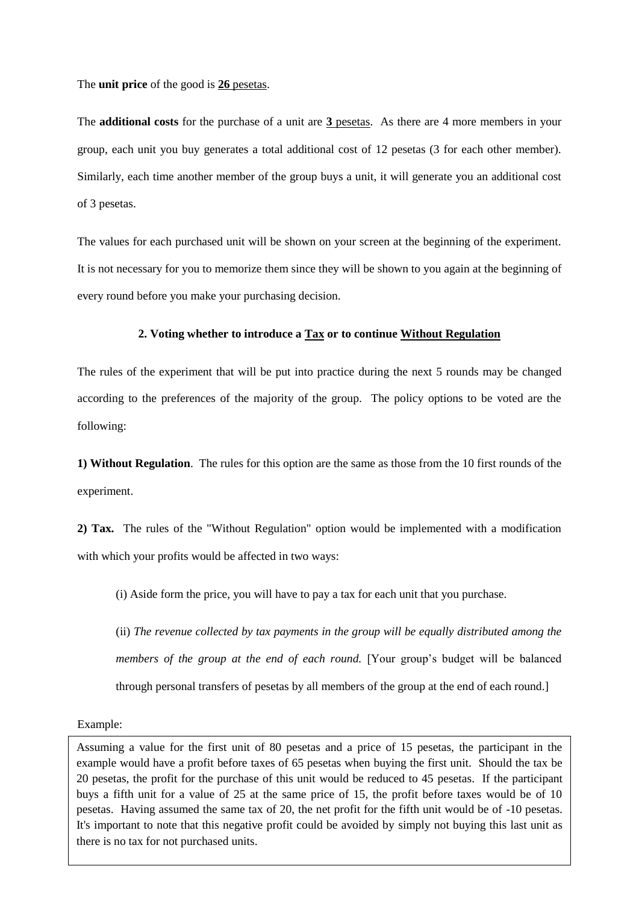The **unit price** of the good is **26** pesetas.

The **additional costs** for the purchase of a unit are **3** pesetas. As there are 4 more members in your group, each unit you buy generates a total additional cost of 12 pesetas (3 for each other member). Similarly, each time another member of the group buys a unit, it will generate you an additional cost of 3 pesetas.

The values for each purchased unit will be shown on your screen at the beginning of the experiment. It is not necessary for you to memorize them since they will be shown to you again at the beginning of every round before you make your purchasing decision.

### 2. Voting whether to introduce a Tax or to continue Without Regulation

The rules of the experiment that will be put into practice during the next 5 rounds may be changed according to the preferences of the majority of the group. The policy options to be voted are the following:

**1) Without Regulation**. The rules for this option are the same as those from the 10 first rounds of the experiment.

**2) Tax.** The rules of the "Without Regulation" option would be implemented with a modification with which your profits would be affected in two ways:

(i) Aside form the price, you will have to pay a tax for each unit that you purchase.

(ii) *The revenue collected by tax payments in the group will be equally distributed among the members of the group at the end of each round.* [Your group's budget will be balanced through personal transfers of pesetas by all members of the group at the end of each round.]

Example:

Assuming a value for the first unit of 80 pesetas and a price of 15 pesetas, the participant in the example would have a profit before taxes of 65 pesetas when buying the first unit. Should the tax be 20 pesetas, the profit for the purchase of this unit would be reduced to 45 pesetas. If the participant buys a fifth unit for a value of 25 at the same price of 15, the profit before taxes would be of 10 pesetas. Having assumed the same tax of 20, the net profit for the fifth unit would be of -10 pesetas. It's important to note that this negative profit could be avoided by simply not buying this last unit as there is no tax for not purchased units.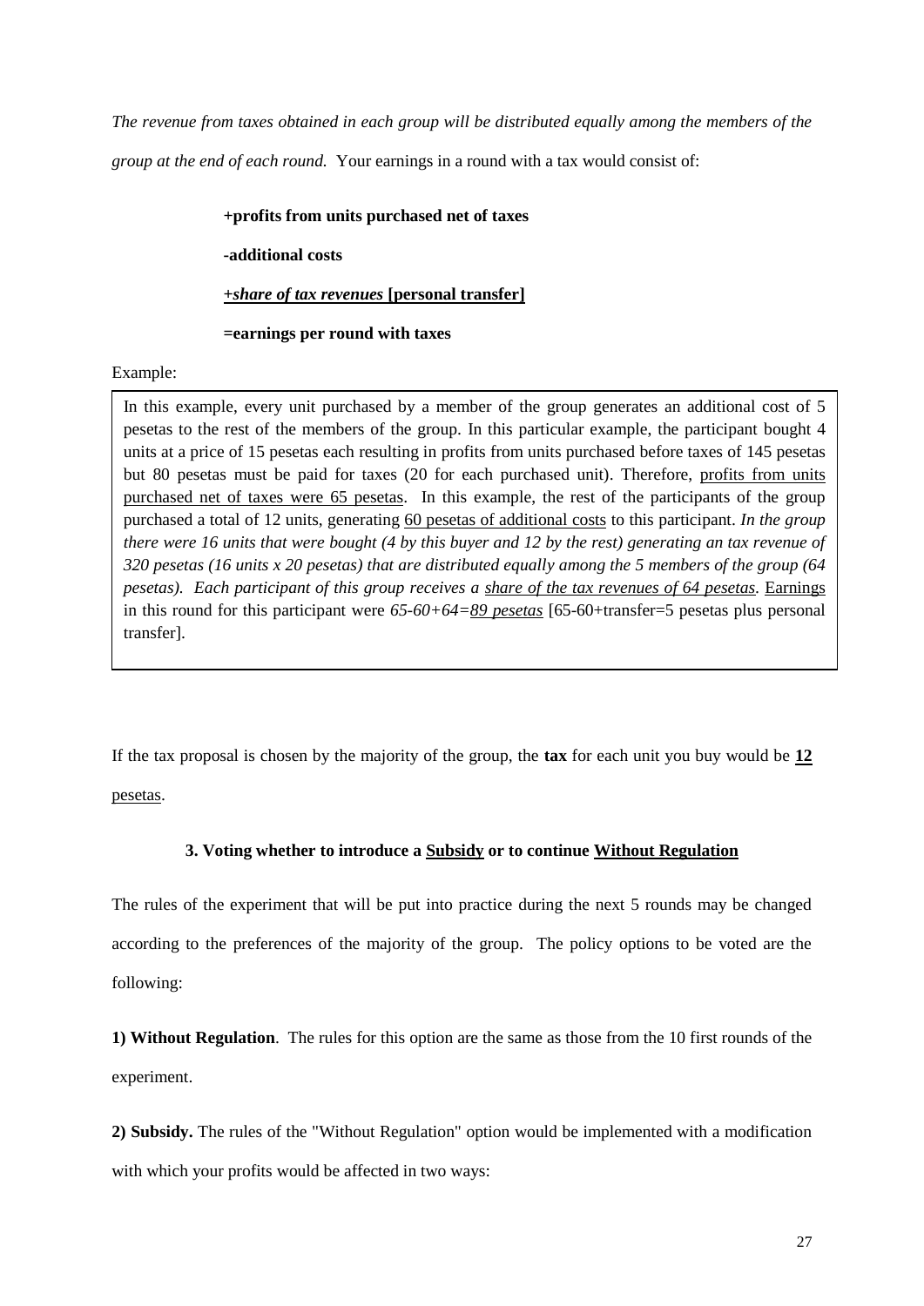*The revenue from taxes obtained in each group will be distributed equally among the members of the group at the end of each round.* Your earnings in a round with a tax would consist of:

**+profits from units purchased net of taxes**

**-additional costs**

<u>***+share of tax revenues*** **[personal transfer]**</u>

**=earnings per round with taxes**

Example:

> In this example, every unit purchased by a member of the group generates an additional cost of 5 pesetas to the rest of the members of the group. In this particular example, the participant bought 4 units at a price of 15 pesetas each resulting in profits from units purchased before taxes of 145 pesetas but 80 pesetas must be paid for taxes (20 for each purchased unit). Therefore, <u>profits from units purchased net of taxes were 65 pesetas</u>. In this example, the rest of the participants of the group purchased a total of 12 units, generating <u>60 pesetas of additional costs</u> to this participant. *In the group there were 16 units that were bought (4 by this buyer and 12 by the rest) generating an tax revenue of 320 pesetas (16 units x 20 pesetas) that are distributed equally among the 5 members of the group (64 pesetas). Each participant of this group receives a <u>share of the tax revenues of 64 pesetas</u>.* <u>Earnings</u> in this round for this participant were *65-60+64=<u>89 pesetas</u>* [65-60+transfer=5 pesetas plus personal transfer].

If the tax proposal is chosen by the majority of the group, the **tax** for each unit you buy would be <u>**12** pesetas</u>.

### 3. Voting whether to introduce a <u>Subsidy</u> or to continue <u>Without Regulation</u>

The rules of the experiment that will be put into practice during the next 5 rounds may be changed according to the preferences of the majority of the group. The policy options to be voted are the following:

**1) Without Regulation**. The rules for this option are the same as those from the 10 first rounds of the experiment.

**2) Subsidy.** The rules of the "Without Regulation" option would be implemented with a modification with which your profits would be affected in two ways: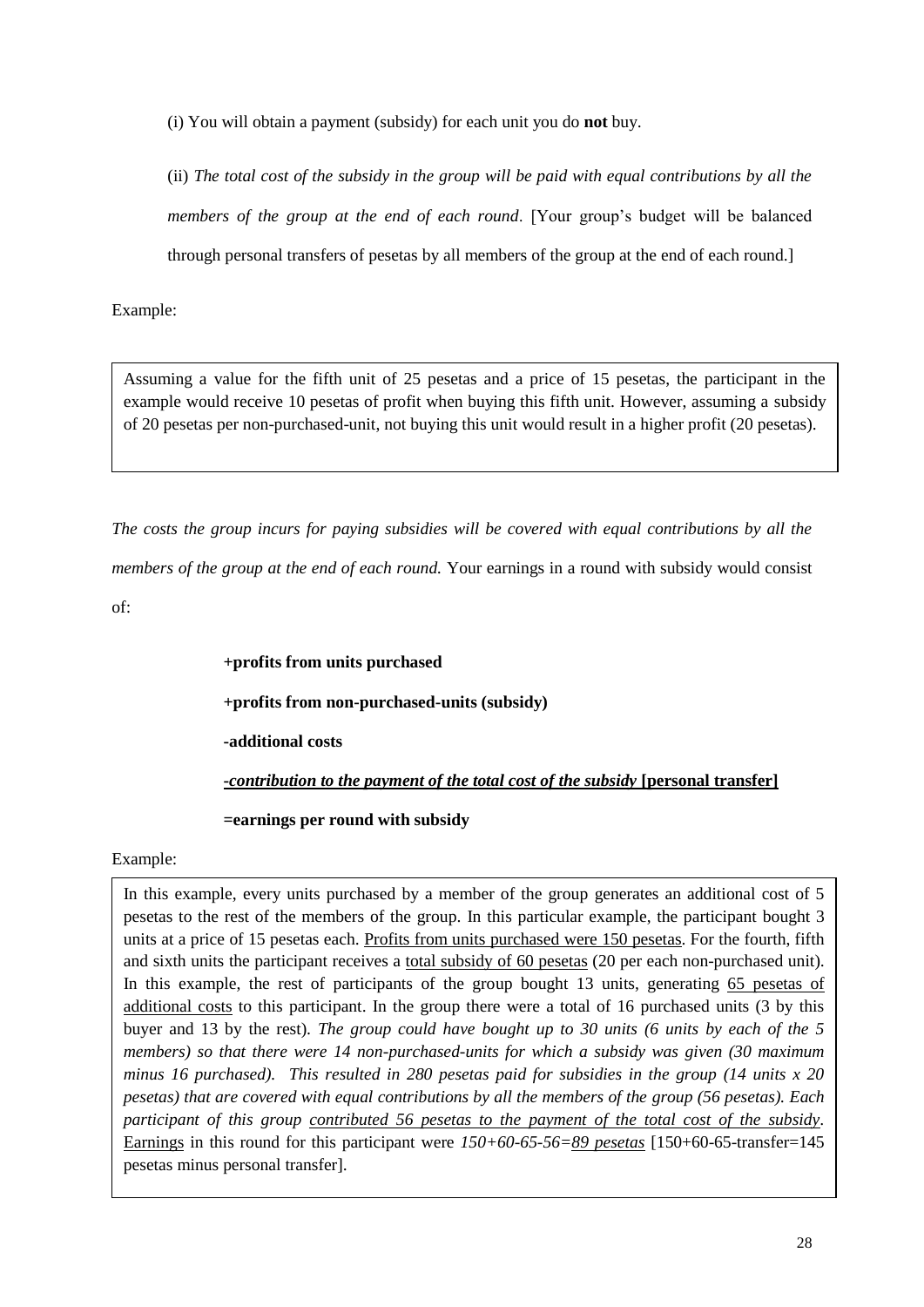(i) You will obtain a payment (subsidy) for each unit you do **not** buy.

(ii) *The total cost of the subsidy in the group will be paid with equal contributions by all the members of the group at the end of each round*. [Your group's budget will be balanced through personal transfers of pesetas by all members of the group at the end of each round.]

Example:

> Assuming a value for the fifth unit of 25 pesetas and a price of 15 pesetas, the participant in the example would receive 10 pesetas of profit when buying this fifth unit. However, assuming a subsidy of 20 pesetas per non-purchased-unit, not buying this unit would result in a higher profit (20 pesetas).

*The costs the group incurs for paying subsidies will be covered with equal contributions by all the members of the group at the end of each round.* Your earnings in a round with subsidy would consist of:

**+profits from units purchased**

**+profits from non-purchased-units (subsidy)**

**-additional costs**

***-contribution to the payment of the total cost of the subsidy* [personal transfer]**

**=earnings per round with subsidy**

Example:

> In this example, every units purchased by a member of the group generates an additional cost of 5 pesetas to the rest of the members of the group. In this particular example, the participant bought 3 units at a price of 15 pesetas each. Profits from units purchased were 150 pesetas. For the fourth, fifth and sixth units the participant receives a total subsidy of 60 pesetas (20 per each non-purchased unit). In this example, the rest of participants of the group bought 13 units, generating 65 pesetas of additional costs to this participant. In the group there were a total of 16 purchased units (3 by this buyer and 13 by the rest). *The group could have bought up to 30 units (6 units by each of the 5 members) so that there were 14 non-purchased-units for which a subsidy was given (30 maximum minus 16 purchased). This resulted in 280 pesetas paid for subsidies in the group (14 units x 20 pesetas) that are covered with equal contributions by all the members of the group (56 pesetas). Each participant of this group contributed 56 pesetas to the payment of the total cost of the subsidy*. Earnings in this round for this participant were *150+60-65-56=89 pesetas* [150+60-65-transfer=145 pesetas minus personal transfer].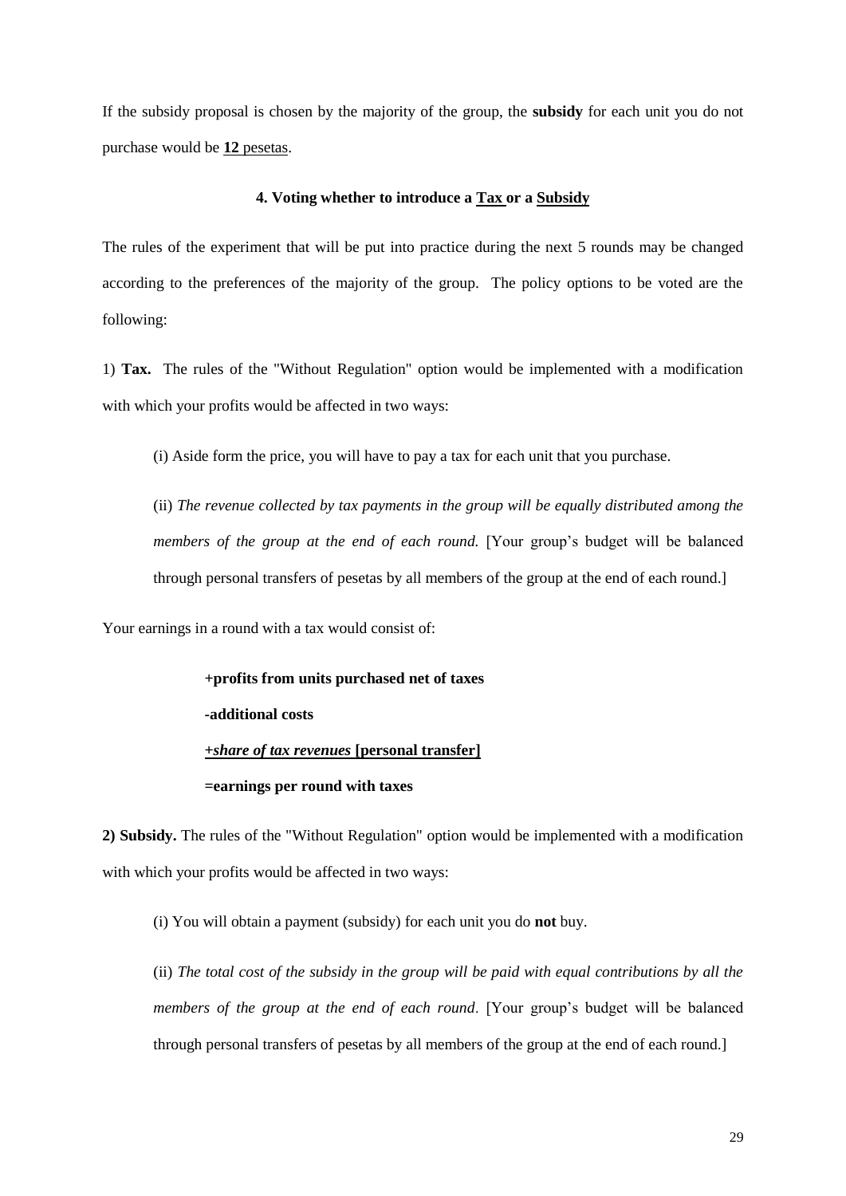If the subsidy proposal is chosen by the majority of the group, the **subsidy** for each unit you do not purchase would be **12** pesetas.

### 4. Voting whether to introduce a Tax or a Subsidy

The rules of the experiment that will be put into practice during the next 5 rounds may be changed according to the preferences of the majority of the group. The policy options to be voted are the following:

1) **Tax.** The rules of the "Without Regulation" option would be implemented with a modification with which your profits would be affected in two ways:

> (i) Aside form the price, you will have to pay a tax for each unit that you purchase.
>
> (ii) *The revenue collected by tax payments in the group will be equally distributed among the members of the group at the end of each round.* [Your group's budget will be balanced through personal transfers of pesetas by all members of the group at the end of each round.]

Your earnings in a round with a tax would consist of:

> **+profits from units purchased net of taxes**
>
> **-additional costs**
>
> ***+share of tax revenues* [personal transfer]**
>
> **=earnings per round with taxes**

**2) Subsidy.** The rules of the "Without Regulation" option would be implemented with a modification with which your profits would be affected in two ways:

> (i) You will obtain a payment (subsidy) for each unit you do **not** buy.
>
> (ii) *The total cost of the subsidy in the group will be paid with equal contributions by all the members of the group at the end of each round*. [Your group's budget will be balanced through personal transfers of pesetas by all members of the group at the end of each round.]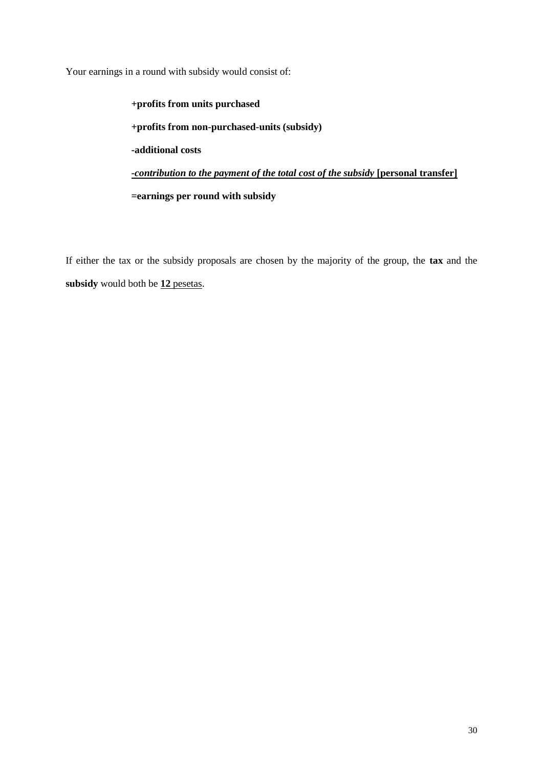Your earnings in a round with subsidy would consist of:

**+profits from units purchased**

**+profits from non-purchased-units (subsidy)**

**-additional costs**

***-contribution to the payment of the total cost of the subsidy* [personal transfer]**

**=earnings per round with subsidy**

If either the tax or the subsidy proposals are chosen by the majority of the group, the **tax** and the **subsidy** would both be **12** pesetas.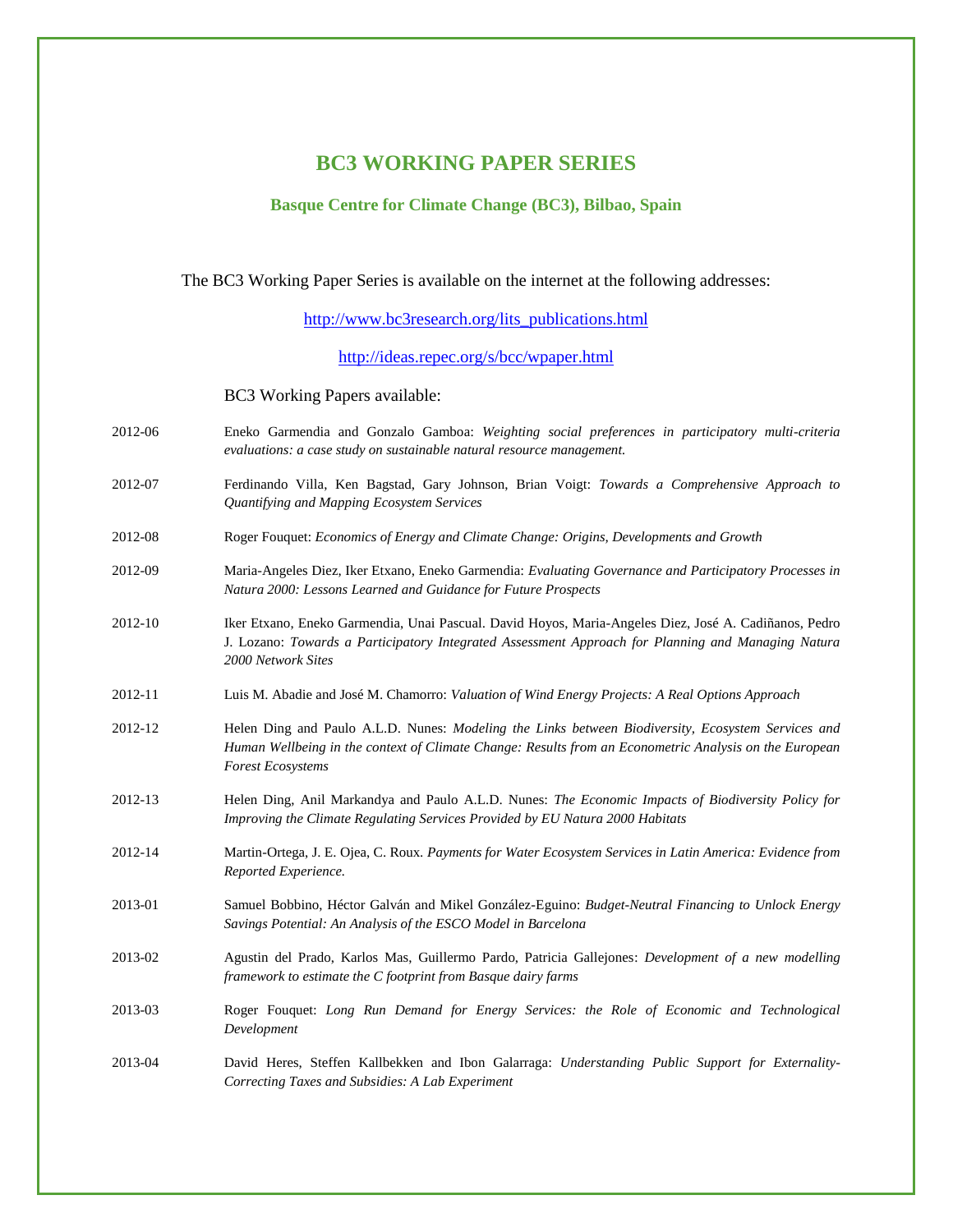# BC3 WORKING PAPER SERIES

## Basque Centre for Climate Change (BC3), Bilbao, Spain

The BC3 Working Paper Series is available on the internet at the following addresses:

http://www.bc3research.org/lits_publications.html

http://ideas.repec.org/s/bcc/wpaper.html

BC3 Working Papers available:

| | |
|---|---|
| 2012-06 | Eneko Garmendia and Gonzalo Gamboa: *Weighting social preferences in participatory multi-criteria evaluations: a case study on sustainable natural resource management.* |
| 2012-07 | Ferdinando Villa, Ken Bagstad, Gary Johnson, Brian Voigt: *Towards a Comprehensive Approach to Quantifying and Mapping Ecosystem Services* |
| 2012-08 | Roger Fouquet: *Economics of Energy and Climate Change: Origins, Developments and Growth* |
| 2012-09 | Maria-Angeles Diez, Iker Etxano, Eneko Garmendia: *Evaluating Governance and Participatory Processes in Natura 2000: Lessons Learned and Guidance for Future Prospects* |
| 2012-10 | Iker Etxano, Eneko Garmendia, Unai Pascual. David Hoyos, Maria-Angeles Diez, José A. Cadiñanos, Pedro J. Lozano: *Towards a Participatory Integrated Assessment Approach for Planning and Managing Natura 2000 Network Sites* |
| 2012-11 | Luis M. Abadie and José M. Chamorro: *Valuation of Wind Energy Projects: A Real Options Approach* |
| 2012-12 | Helen Ding and Paulo A.L.D. Nunes: *Modeling the Links between Biodiversity, Ecosystem Services and Human Wellbeing in the context of Climate Change: Results from an Econometric Analysis on the European Forest Ecosystems* |
| 2012-13 | Helen Ding, Anil Markandya and Paulo A.L.D. Nunes: *The Economic Impacts of Biodiversity Policy for Improving the Climate Regulating Services Provided by EU Natura 2000 Habitats* |
| 2012-14 | Martin-Ortega, J. E. Ojea, C. Roux. *Payments for Water Ecosystem Services in Latin America: Evidence from Reported Experience.* |
| 2013-01 | Samuel Bobbino, Héctor Galván and Mikel González-Eguino: *Budget-Neutral Financing to Unlock Energy Savings Potential: An Analysis of the ESCO Model in Barcelona* |
| 2013-02 | Agustin del Prado, Karlos Mas, Guillermo Pardo, Patricia Gallejones: *Development of a new modelling framework to estimate the C footprint from Basque dairy farms* |
| 2013-03 | Roger Fouquet: *Long Run Demand for Energy Services: the Role of Economic and Technological Development* |
| 2013-04 | David Heres, Steffen Kallbekken and Ibon Galarraga: *Understanding Public Support for Externality-Correcting Taxes and Subsidies: A Lab Experiment* |